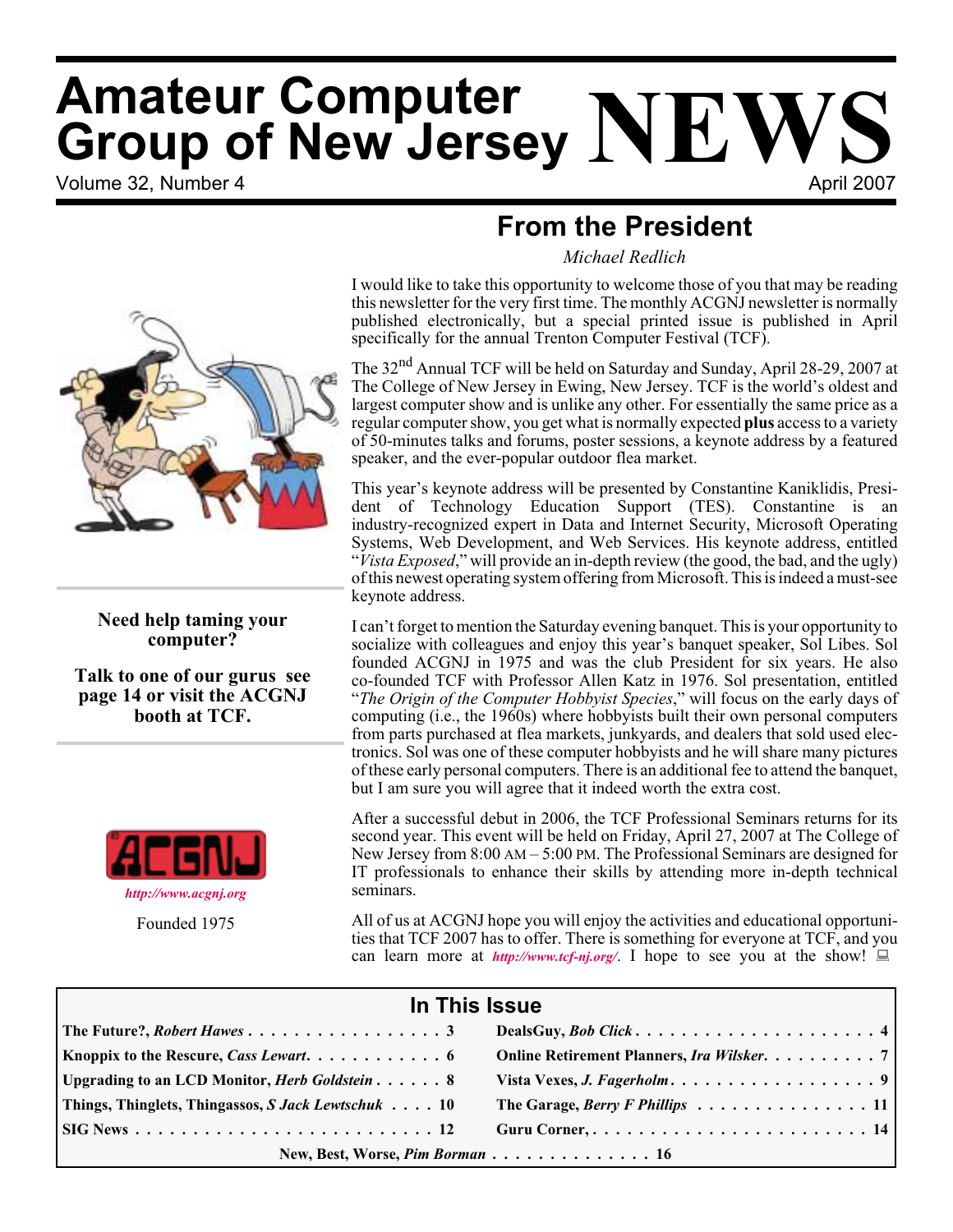# Amateur Computer Group of New Jersey NEWS

Volume 32, Number 4 April 2007

**Need help taming your computer?**

**Talk to one of our gurus see page 14 or visit the ACGNJ booth at TCF.**

ACGNJ

*http://www.acgnj.org*

Founded 1975

## From the President

*Michael Redlich*

I would like to take this opportunity to welcome those of you that may be reading this newsletter for the very first time. The monthly ACGNJ newsletter is normally published electronically, but a special printed issue is published in April specifically for the annual Trenton Computer Festival (TCF).

The 32nd Annual TCF will be held on Saturday and Sunday, April 28-29, 2007 at The College of New Jersey in Ewing, New Jersey. TCF is the world's oldest and largest computer show and is unlike any other. For essentially the same price as a regular computer show, you get what is normally expected **plus** access to a variety of 50-minutes talks and forums, poster sessions, a keynote address by a featured speaker, and the ever-popular outdoor flea market.

This year's keynote address will be presented by Constantine Kaniklidis, President of Technology Education Support (TES). Constantine is an industry-recognized expert in Data and Internet Security, Microsoft Operating Systems, Web Development, and Web Services. His keynote address, entitled "*Vista Exposed*," will provide an in-depth review (the good, the bad, and the ugly) of this newest operating system offering from Microsoft. This is indeed a must-see keynote address.

I can't forget to mention the Saturday evening banquet. This is your opportunity to socialize with colleagues and enjoy this year's banquet speaker, Sol Libes. Sol founded ACGNJ in 1975 and was the club President for six years. He also co-founded TCF with Professor Allen Katz in 1976. Sol presentation, entitled "*The Origin of the Computer Hobbyist Species*," will focus on the early days of computing (i.e., the 1960s) where hobbyists built their own personal computers from parts purchased at flea markets, junkyards, and dealers that sold used electronics. Sol was one of these computer hobbyists and he will share many pictures of these early personal computers. There is an additional fee to attend the banquet, but I am sure you will agree that it indeed worth the extra cost.

After a successful debut in 2006, the TCF Professional Seminars returns for its second year. This event will be held on Friday, April 27, 2007 at The College of New Jersey from 8:00 AM – 5:00 PM. The Professional Seminars are designed for IT professionals to enhance their skills by attending more in-depth technical seminars.

All of us at ACGNJ hope you will enjoy the activities and educational opportunities that TCF 2007 has to offer. There is something for everyone at TCF, and you can learn more at *http://www.tcf-nj.org/*. I hope to see you at the show!

## In This Issue

| | |
|---|---|
| **The Future?, *Robert Hawes* . . . . . 3** | **DealsGuy, *Bob Click* . . . . . 4** |
| **Knoppix to the Rescure, *Cass Lewart* . . . . . 6** | **Online Retirement Planners, *Ira Wilsker* . . . . . 7** |
| **Upgrading to an LCD Monitor, *Herb Goldstein* . . . . . 8** | **Vista Vexes, *J. Fagerholm* . . . . . 9** |
| **Things, Thinglets, Thingassos, *S Jack Lewtschuk* . . . . 10** | **The Garage, *Berry F Phillips* . . . . . 11** |
| **SIG News . . . . . 12** | **Guru Corner, . . . . . 14** |

**New, Best, Worse, *Pim Borman* . . . . . 16**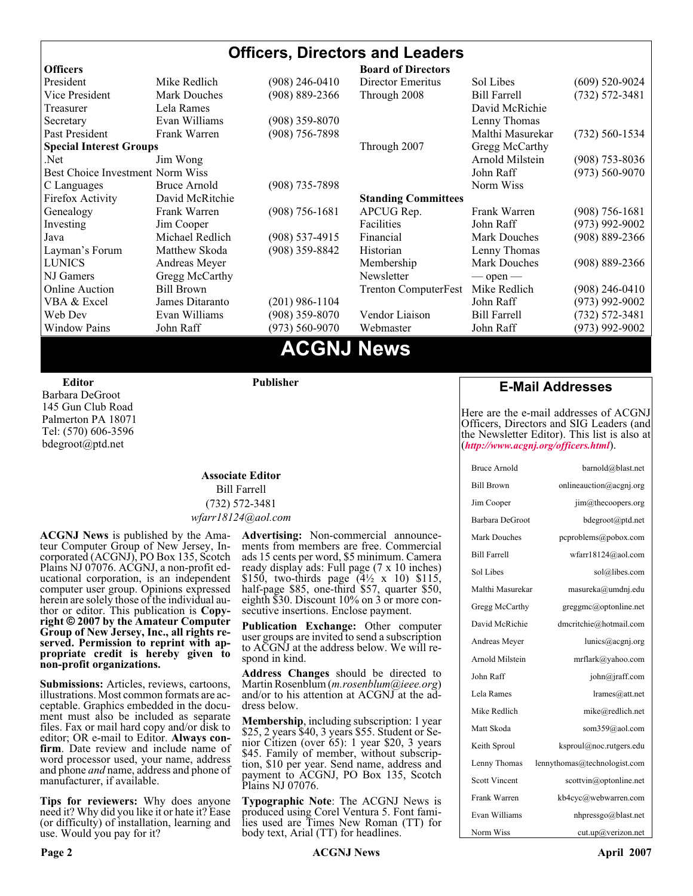# Officers, Directors and Leaders

| **Officers** | | | **Board of Directors** | | |
|---|---|---|---|---|---|
| President | Mike Redlich | (908) 246-0410 | Director Emeritus | Sol Libes | (609) 520-9024 |
| Vice President | Mark Douches | (908) 889-2366 | Through 2008 | Bill Farrell | (732) 572-3481 |
| Treasurer | Lela Rames | | | David McRichie | |
| Secretary | Evan Williams | (908) 359-8070 | | Lenny Thomas | |
| Past President | Frank Warren | (908) 756-7898 | | Malthi Masurekar | (732) 560-1534 |
| **Special Interest Groups** | | | Through 2007 | Gregg McCarthy | |
| .Net | Jim Wong | | | Arnold Milstein | (908) 753-8036 |
| Best Choice Investment | Norm Wiss | | | John Raff | (973) 560-9070 |
| C Languages | Bruce Arnold | (908) 735-7898 | | Norm Wiss | |
| Firefox Activity | David McRitchie | | **Standing Committees** | | |
| Genealogy | Frank Warren | (908) 756-1681 | APCUG Rep. | Frank Warren | (908) 756-1681 |
| Investing | Jim Cooper | | Facilities | John Raff | (973) 992-9002 |
| Java | Michael Redlich | (908) 537-4915 | Financial | Mark Douches | (908) 889-2366 |
| Layman's Forum | Matthew Skoda | (908) 359-8842 | Historian | Lenny Thomas | |
| LUNICS | Andreas Meyer | | Membership | Mark Douches | (908) 889-2366 |
| NJ Gamers | Gregg McCarthy | | Newsletter | — open — | |
| Online Auction | Bill Brown | | Trenton ComputerFest | Mike Redlich | (908) 246-0410 |
| VBA & Excel | James Ditaranto | (201) 986-1104 | | John Raff | (973) 992-9002 |
| Web Dev | Evan Williams | (908) 359-8070 | Vendor Liaison | Bill Farrell | (732) 572-3481 |
| Window Pains | John Raff | (973) 560-9070 | Webmaster | John Raff | (973) 992-9002 |

# ACGNJ News

**Editor**
Barbara DeGroot
145 Gun Club Road
Palmerton PA 18071
Tel: (570) 606-3596
bdegroot@ptd.net

**Publisher**

**Associate Editor**
Bill Farrell
(732) 572-3481
*wfarr18124@aol.com*

**ACGNJ News** is published by the Amateur Computer Group of New Jersey, Incorporated (ACGNJ), PO Box 135, Scotch Plains NJ 07076. ACGNJ, a non-profit educational corporation, is an independent computer user group. Opinions expressed herein are solely those of the individual author or editor. This publication is **Copyright © 2007 by the Amateur Computer Group of New Jersey, Inc., all rights reserved. Permission to reprint with appropriate credit is hereby given to non-profit organizations.**

**Submissions:** Articles, reviews, cartoons, illustrations. Most common formats are acceptable. Graphics embedded in the document must also be included as separate files. Fax or mail hard copy and/or disk to editor; OR e-mail to Editor. **Always confirm**. Date review and include name of word processor used, your name, address and phone *and* name, address and phone of manufacturer, if available.

**Tips for reviewers:** Why does anyone need it? Why did you like it or hate it? Ease (or difficulty) of installation, learning and use. Would you pay for it?

**Advertising:** Non-commercial announcements from members are free. Commercial ads 15 cents per word, $5 minimum. Camera ready display ads: Full page (7 x 10 inches) $150, two-thirds page (4½ x 10) $115, half-page $85, one-third $57, quarter $50, eighth $30. Discount 10% on 3 or more consecutive insertions. Enclose payment.

**Publication Exchange:** Other computer user groups are invited to send a subscription to ACGNJ at the address below. We will respond in kind.

**Address Changes** should be directed to Martin Rosenblum (*m.rosenblum@ieee.org*) and/or to his attention at ACGNJ at the address below.

**Membership**, including subscription: 1 year $25, 2 years $40, 3 years $55. Student or Senior Citizen (over 65): 1 year $20, 3 years $45. Family of member, without subscription, $10 per year. Send name, address and payment to ACGNJ, PO Box 135, Scotch Plains NJ 07076.

**Typographic Note**: The ACGNJ News is produced using Corel Ventura 5. Font families used are Times New Roman (TT) for body text, Arial (TT) for headlines.

## E-Mail Addresses

Here are the e-mail addresses of ACGNJ Officers, Directors and SIG Leaders (and the Newsletter Editor). This list is also at (***http://www.acgnj.org/officers.html***).

| Name | E-Mail |
|---|---|
| Bruce Arnold | barnold@blast.net |
| Bill Brown | onlineauction@acgnj.org |
| Jim Cooper | jim@thecoopers.org |
| Barbara DeGroot | bdegroot@ptd.net |
| Mark Douches | pcproblems@pobox.com |
| Bill Farrell | wfarr18124@aol.com |
| Sol Libes | sol@libes.com |
| Malthi Masurekar | masureka@umdnj.edu |
| Gregg McCarthy | greggmc@optonline.net |
| David McRichie | dmcritchie@hotmail.com |
| Andreas Meyer | lunics@acgnj.org |
| Arnold Milstein | mrflark@yahoo.com |
| John Raff | john@jraff.com |
| Lela Rames | lrames@att.net |
| Mike Redlich | mike@redlich.net |
| Matt Skoda | som359@aol.com |
| Keith Sproul | ksproul@noc.rutgers.edu |
| Lenny Thomas | lennythomas@technologist.com |
| Scott Vincent | scottvin@optonline.net |
| Frank Warren | kb4cyc@webwarren.com |
| Evan Williams | nhpressgo@blast.net |
| Norm Wiss | cut.up@verizon.net |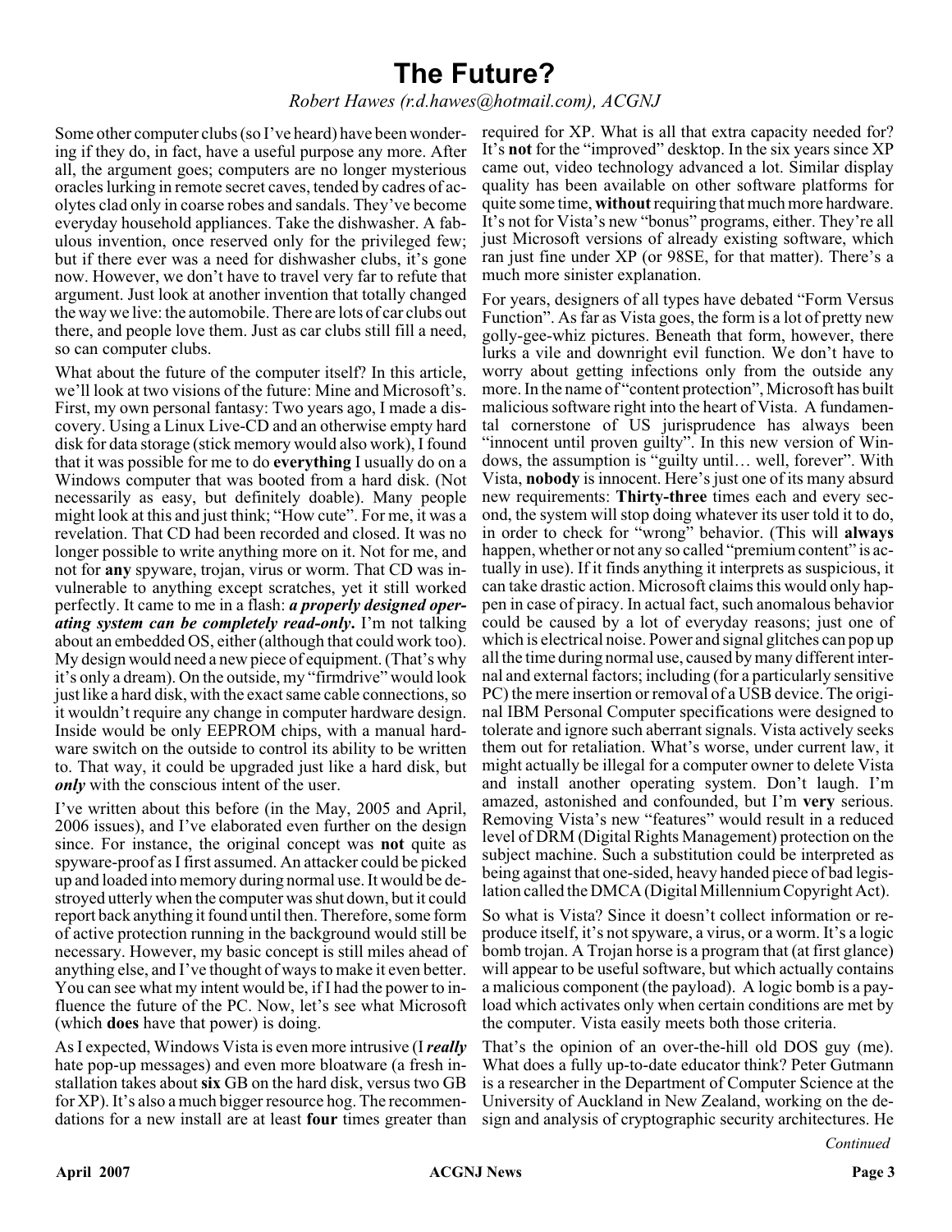# The Future?

*Robert Hawes (r.d.hawes@hotmail.com), ACGNJ*

Some other computer clubs (so I've heard) have been wondering if they do, in fact, have a useful purpose any more. After all, the argument goes; computers are no longer mysterious oracles lurking in remote secret caves, tended by cadres of acolytes clad only in coarse robes and sandals. They've become everyday household appliances. Take the dishwasher. A fabulous invention, once reserved only for the privileged few; but if there ever was a need for dishwasher clubs, it's gone now. However, we don't have to travel very far to refute that argument. Just look at another invention that totally changed the way we live: the automobile. There are lots of car clubs out there, and people love them. Just as car clubs still fill a need, so can computer clubs.

What about the future of the computer itself? In this article, we'll look at two visions of the future: Mine and Microsoft's. First, my own personal fantasy: Two years ago, I made a discovery. Using a Linux Live-CD and an otherwise empty hard disk for data storage (stick memory would also work), I found that it was possible for me to do **everything** I usually do on a Windows computer that was booted from a hard disk. (Not necessarily as easy, but definitely doable). Many people might look at this and just think; "How cute". For me, it was a revelation. That CD had been recorded and closed. It was no longer possible to write anything more on it. Not for me, and not for **any** spyware, trojan, virus or worm. That CD was invulnerable to anything except scratches, yet it still worked perfectly. It came to me in a flash: ***a properly designed operating system can be completely read-only***. I'm not talking about an embedded OS, either (although that could work too). My design would need a new piece of equipment. (That's why it's only a dream). On the outside, my "firmdrive" would look just like a hard disk, with the exact same cable connections, so it wouldn't require any change in computer hardware design. Inside would be only EEPROM chips, with a manual hardware switch on the outside to control its ability to be written to. That way, it could be upgraded just like a hard disk, but ***only*** with the conscious intent of the user.

I've written about this before (in the May, 2005 and April, 2006 issues), and I've elaborated even further on the design since. For instance, the original concept was **not** quite as spyware-proof as I first assumed. An attacker could be picked up and loaded into memory during normal use. It would be destroyed utterly when the computer was shut down, but it could report back anything it found until then. Therefore, some form of active protection running in the background would still be necessary. However, my basic concept is still miles ahead of anything else, and I've thought of ways to make it even better. You can see what my intent would be, if I had the power to influence the future of the PC. Now, let's see what Microsoft (which **does** have that power) is doing.

As I expected, Windows Vista is even more intrusive (I ***really*** hate pop-up messages) and even more bloatware (a fresh installation takes about **six** GB on the hard disk, versus two GB for XP). It's also a much bigger resource hog. The recommendations for a new install are at least **four** times greater than required for XP. What is all that extra capacity needed for? It's **not** for the "improved" desktop. In the six years since XP came out, video technology advanced a lot. Similar display quality has been available on other software platforms for quite some time, **without** requiring that much more hardware. It's not for Vista's new "bonus" programs, either. They're all just Microsoft versions of already existing software, which ran just fine under XP (or 98SE, for that matter). There's a much more sinister explanation.

For years, designers of all types have debated "Form Versus Function". As far as Vista goes, the form is a lot of pretty new golly-gee-whiz pictures. Beneath that form, however, there lurks a vile and downright evil function. We don't have to worry about getting infections only from the outside any more. In the name of "content protection", Microsoft has built malicious software right into the heart of Vista. A fundamental cornerstone of US jurisprudence has always been "innocent until proven guilty". In this new version of Windows, the assumption is "guilty until… well, forever". With Vista, **nobody** is innocent. Here's just one of its many absurd new requirements: **Thirty-three** times each and every second, the system will stop doing whatever its user told it to do, in order to check for "wrong" behavior. (This will **always** happen, whether or not any so called "premium content" is actually in use). If it finds anything it interprets as suspicious, it can take drastic action. Microsoft claims this would only happen in case of piracy. In actual fact, such anomalous behavior could be caused by a lot of everyday reasons; just one of which is electrical noise. Power and signal glitches can pop up all the time during normal use, caused by many different internal and external factors; including (for a particularly sensitive PC) the mere insertion or removal of a USB device. The original IBM Personal Computer specifications were designed to tolerate and ignore such aberrant signals. Vista actively seeks them out for retaliation. What's worse, under current law, it might actually be illegal for a computer owner to delete Vista and install another operating system. Don't laugh. I'm amazed, astonished and confounded, but I'm **very** serious. Removing Vista's new "features" would result in a reduced level of DRM (Digital Rights Management) protection on the subject machine. Such a substitution could be interpreted as being against that one-sided, heavy handed piece of bad legislation called the DMCA (Digital Millennium Copyright Act).

So what is Vista? Since it doesn't collect information or reproduce itself, it's not spyware, a virus, or a worm. It's a logic bomb trojan. A Trojan horse is a program that (at first glance) will appear to be useful software, but which actually contains a malicious component (the payload). A logic bomb is a payload which activates only when certain conditions are met by the computer. Vista easily meets both those criteria.

That's the opinion of an over-the-hill old DOS guy (me). What does a fully up-to-date educator think? Peter Gutmann is a researcher in the Department of Computer Science at the University of Auckland in New Zealand, working on the design and analysis of cryptographic security architectures. He

*Continued*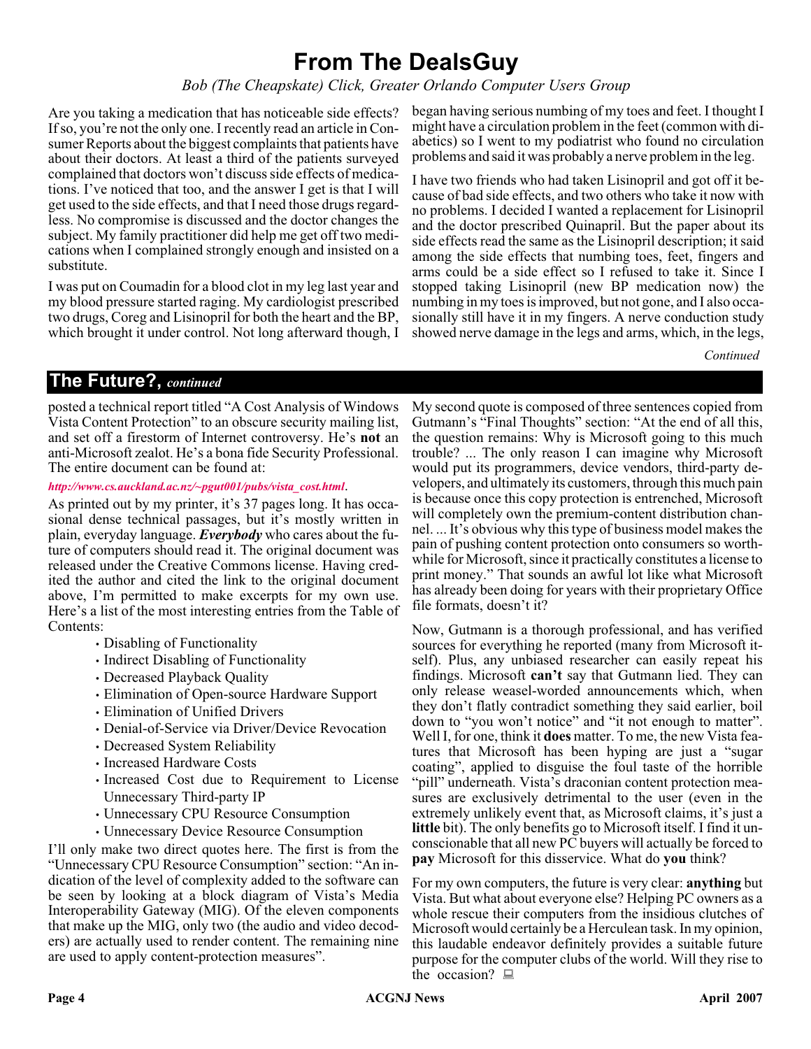# From The DealsGuy

*Bob (The Cheapskate) Click, Greater Orlando Computer Users Group*

Are you taking a medication that has noticeable side effects? If so, you're not the only one. I recently read an article in Consumer Reports about the biggest complaints that patients have about their doctors. At least a third of the patients surveyed complained that doctors won't discuss side effects of medications. I've noticed that too, and the answer I get is that I will get used to the side effects, and that I need those drugs regardless. No compromise is discussed and the doctor changes the subject. My family practitioner did help me get off two medications when I complained strongly enough and insisted on a substitute.

I was put on Coumadin for a blood clot in my leg last year and my blood pressure started raging. My cardiologist prescribed two drugs, Coreg and Lisinopril for both the heart and the BP, which brought it under control. Not long afterward though, I began having serious numbing of my toes and feet. I thought I might have a circulation problem in the feet (common with diabetics) so I went to my podiatrist who found no circulation problems and said it was probably a nerve problem in the leg.

I have two friends who had taken Lisinopril and got off it because of bad side effects, and two others who take it now with no problems. I decided I wanted a replacement for Lisinopril and the doctor prescribed Quinapril. But the paper about its side effects read the same as the Lisinopril description; it said among the side effects that numbing toes, feet, fingers and arms could be a side effect so I refused to take it. Since I stopped taking Lisinopril (new BP medication now) the numbing in my toes is improved, but not gone, and I also occasionally still have it in my fingers. A nerve conduction study showed nerve damage in the legs and arms, which, in the legs,

*Continued*

## The Future?, *continued*

posted a technical report titled "A Cost Analysis of Windows Vista Content Protection" to an obscure security mailing list, and set off a firestorm of Internet controversy. He's **not** an anti-Microsoft zealot. He's a bona fide Security Professional. The entire document can be found at:

*http://www.cs.auckland.ac.nz/~pgut001/pubs/vista_cost.html*.

As printed out by my printer, it's 37 pages long. It has occasional dense technical passages, but it's mostly written in plain, everyday language. ***Everybody*** who cares about the future of computers should read it. The original document was released under the Creative Commons license. Having credited the author and cited the link to the original document above, I'm permitted to make excerpts for my own use. Here's a list of the most interesting entries from the Table of Contents:

- Disabling of Functionality
- Indirect Disabling of Functionality
- Decreased Playback Quality
- Elimination of Open-source Hardware Support
- Elimination of Unified Drivers
- Denial-of-Service via Driver/Device Revocation
- Decreased System Reliability
- Increased Hardware Costs
- Increased Cost due to Requirement to License Unnecessary Third-party IP
- Unnecessary CPU Resource Consumption
- Unnecessary Device Resource Consumption

I'll only make two direct quotes here. The first is from the "Unnecessary CPU Resource Consumption" section: "An indication of the level of complexity added to the software can be seen by looking at a block diagram of Vista's Media Interoperability Gateway (MIG). Of the eleven components that make up the MIG, only two (the audio and video decoders) are actually used to render content. The remaining nine are used to apply content-protection measures".

My second quote is composed of three sentences copied from Gutmann's "Final Thoughts" section: "At the end of all this, the question remains: Why is Microsoft going to this much trouble? ... The only reason I can imagine why Microsoft would put its programmers, device vendors, third-party developers, and ultimately its customers, through this much pain is because once this copy protection is entrenched, Microsoft will completely own the premium-content distribution channel. ... It's obvious why this type of business model makes the pain of pushing content protection onto consumers so worthwhile for Microsoft, since it practically constitutes a license to print money." That sounds an awful lot like what Microsoft has already been doing for years with their proprietary Office file formats, doesn't it?

Now, Gutmann is a thorough professional, and has verified sources for everything he reported (many from Microsoft itself). Plus, any unbiased researcher can easily repeat his findings. Microsoft **can't** say that Gutmann lied. They can only release weasel-worded announcements which, when they don't flatly contradict something they said earlier, boil down to "you won't notice" and "it not enough to matter". Well I, for one, think it **does** matter. To me, the new Vista features that Microsoft has been hyping are just a "sugar coating", applied to disguise the foul taste of the horrible "pill" underneath. Vista's draconian content protection measures are exclusively detrimental to the user (even in the extremely unlikely event that, as Microsoft claims, it's just a **little** bit). The only benefits go to Microsoft itself. I find it unconscionable that all new PC buyers will actually be forced to **pay** Microsoft for this disservice. What do **you** think?

For my own computers, the future is very clear: **anything** but Vista. But what about everyone else? Helping PC owners as a whole rescue their computers from the insidious clutches of Microsoft would certainly be a Herculean task. In my opinion, this laudable endeavor definitely provides a suitable future purpose for the computer clubs of the world. Will they rise to the occasion?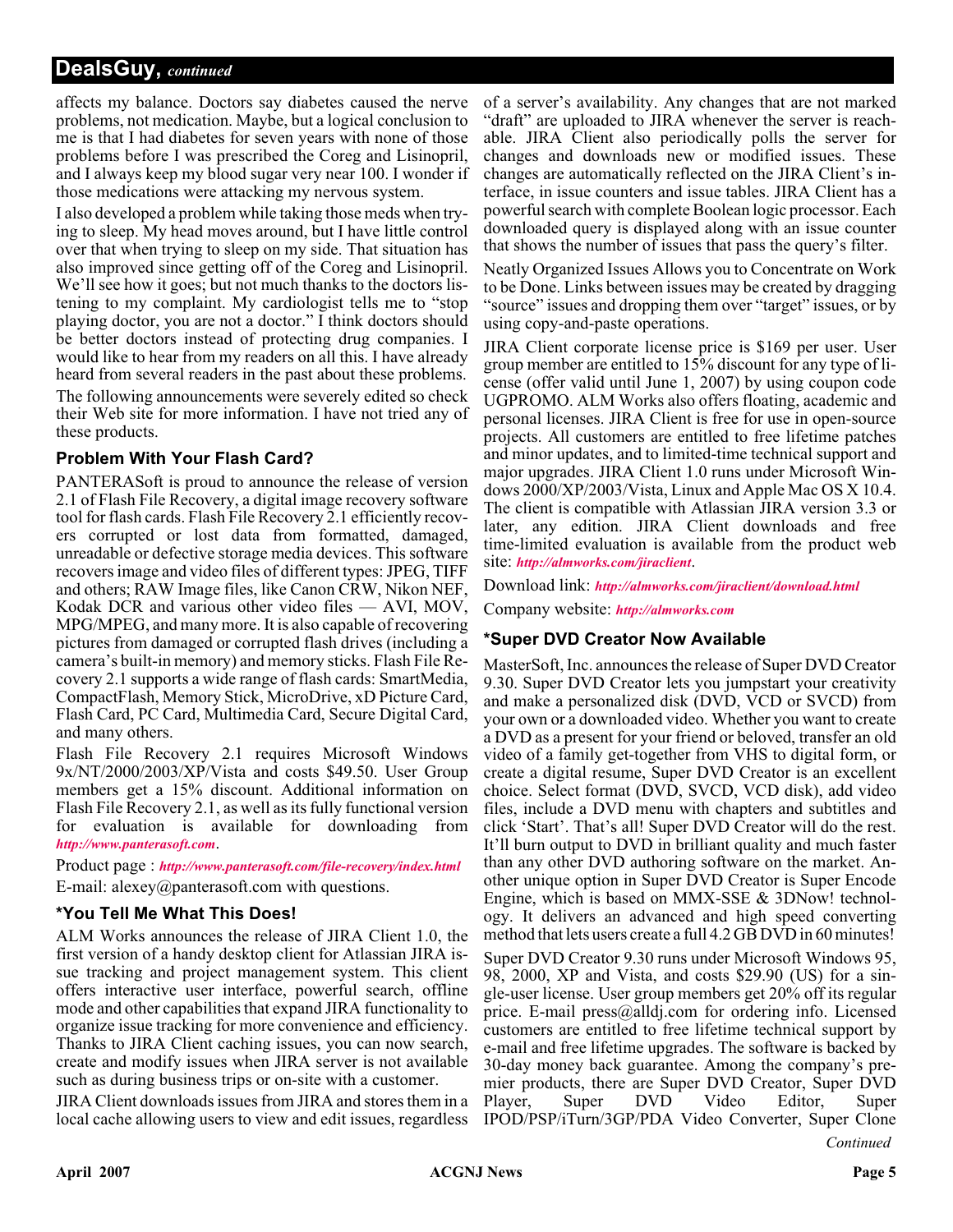affects my balance. Doctors say diabetes caused the nerve problems, not medication. Maybe, but a logical conclusion to me is that I had diabetes for seven years with none of those problems before I was prescribed the Coreg and Lisinopril, and I always keep my blood sugar very near 100. I wonder if those medications were attacking my nervous system.

I also developed a problem while taking those meds when trying to sleep. My head moves around, but I have little control over that when trying to sleep on my side. That situation has also improved since getting off of the Coreg and Lisinopril. We'll see how it goes; but not much thanks to the doctors listening to my complaint. My cardiologist tells me to "stop playing doctor, you are not a doctor." I think doctors should be better doctors instead of protecting drug companies. I would like to hear from my readers on all this. I have already heard from several readers in the past about these problems.

The following announcements were severely edited so check their Web site for more information. I have not tried any of these products.

### Problem With Your Flash Card?

PANTERASoft is proud to announce the release of version 2.1 of Flash File Recovery, a digital image recovery software tool for flash cards. Flash File Recovery 2.1 efficiently recovers corrupted or lost data from formatted, damaged, unreadable or defective storage media devices. This software recovers image and video files of different types: JPEG, TIFF and others; RAW Image files, like Canon CRW, Nikon NEF, Kodak DCR and various other video files — AVI, MOV, MPG/MPEG, and many more. It is also capable of recovering pictures from damaged or corrupted flash drives (including a camera's built-in memory) and memory sticks. Flash File Recovery 2.1 supports a wide range of flash cards: SmartMedia, CompactFlash, Memory Stick, MicroDrive, xD Picture Card, Flash Card, PC Card, Multimedia Card, Secure Digital Card, and many others.

Flash File Recovery 2.1 requires Microsoft Windows 9x/NT/2000/2003/XP/Vista and costs $49.50. User Group members get a 15% discount. Additional information on Flash File Recovery 2.1, as well as its fully functional version for evaluation is available for downloading from *http://www.panterasoft.com*.

Product page : *http://www.panterasoft.com/file-recovery/index.html*

E-mail: alexey@panterasoft.com with questions.

### *You Tell Me What This Does!

ALM Works announces the release of JIRA Client 1.0, the first version of a handy desktop client for Atlassian JIRA issue tracking and project management system. This client offers interactive user interface, powerful search, offline mode and other capabilities that expand JIRA functionality to organize issue tracking for more convenience and efficiency. Thanks to JIRA Client caching issues, you can now search, create and modify issues when JIRA server is not available such as during business trips or on-site with a customer.

JIRA Client downloads issues from JIRA and stores them in a local cache allowing users to view and edit issues, regardless of a server's availability. Any changes that are not marked "draft" are uploaded to JIRA whenever the server is reachable. JIRA Client also periodically polls the server for changes and downloads new or modified issues. These changes are automatically reflected on the JIRA Client's interface, in issue counters and issue tables. JIRA Client has a powerful search with complete Boolean logic processor. Each downloaded query is displayed along with an issue counter that shows the number of issues that pass the query's filter.

Neatly Organized Issues Allows you to Concentrate on Work to be Done. Links between issues may be created by dragging "source" issues and dropping them over "target" issues, or by using copy-and-paste operations.

JIRA Client corporate license price is $169 per user. User group member are entitled to 15% discount for any type of license (offer valid until June 1, 2007) by using coupon code UGPROMO. ALM Works also offers floating, academic and personal licenses. JIRA Client is free for use in open-source projects. All customers are entitled to free lifetime patches and minor updates, and to limited-time technical support and major upgrades. JIRA Client 1.0 runs under Microsoft Windows 2000/XP/2003/Vista, Linux and Apple Mac OS X 10.4. The client is compatible with Atlassian JIRA version 3.3 or later, any edition. JIRA Client downloads and free time-limited evaluation is available from the product web site: *http://almworks.com/jiraclient*.

Download link: *http://almworks.com/jiraclient/download.html*

Company website: *http://almworks.com*

### *Super DVD Creator Now Available

MasterSoft, Inc. announces the release of Super DVD Creator 9.30. Super DVD Creator lets you jumpstart your creativity and make a personalized disk (DVD, VCD or SVCD) from your own or a downloaded video. Whether you want to create a DVD as a present for your friend or beloved, transfer an old video of a family get-together from VHS to digital form, or create a digital resume, Super DVD Creator is an excellent choice. Select format (DVD, SVCD, VCD disk), add video files, include a DVD menu with chapters and subtitles and click 'Start'. That's all! Super DVD Creator will do the rest. It'll burn output to DVD in brilliant quality and much faster than any other DVD authoring software on the market. Another unique option in Super DVD Creator is Super Encode Engine, which is based on MMX-SSE & 3DNow! technology. It delivers an advanced and high speed converting method that lets users create a full 4.2 GB DVD in 60 minutes!

Super DVD Creator 9.30 runs under Microsoft Windows 95, 98, 2000, XP and Vista, and costs $29.90 (US) for a single-user license. User group members get 20% off its regular price. E-mail press@alldj.com for ordering info. Licensed customers are entitled to free lifetime technical support by e-mail and free lifetime upgrades. The software is backed by 30-day money back guarantee. Among the company's premier products, there are Super DVD Creator, Super DVD Player, Super DVD Video Editor, Super IPOD/PSP/iTurn/3GP/PDA Video Converter, Super Clone

*Continued*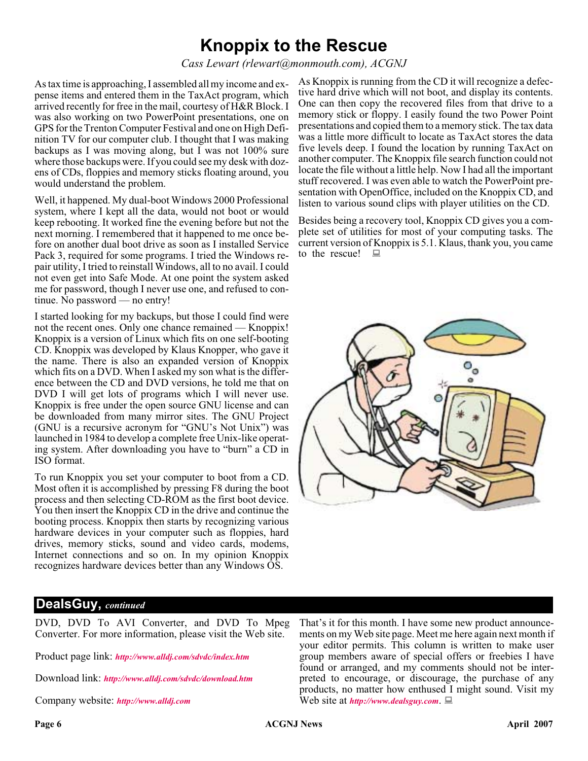# Knoppix to the Rescue

*Cass Lewart (rlewart@monmouth.com), ACGNJ*

As tax time is approaching, I assembled all my income and expense items and entered them in the TaxAct program, which arrived recently for free in the mail, courtesy of H&R Block. I was also working on two PowerPoint presentations, one on GPS for the Trenton Computer Festival and one on High Definition TV for our computer club. I thought that I was making backups as I was moving along, but I was not 100% sure where those backups were. If you could see my desk with dozens of CDs, floppies and memory sticks floating around, you would understand the problem.

Well, it happened. My dual-boot Windows 2000 Professional system, where I kept all the data, would not boot or would keep rebooting. It worked fine the evening before but not the next morning. I remembered that it happened to me once before on another dual boot drive as soon as I installed Service Pack 3, required for some programs. I tried the Windows repair utility, I tried to reinstall Windows, all to no avail. I could not even get into Safe Mode. At one point the system asked me for password, though I never use one, and refused to continue. No password — no entry!

I started looking for my backups, but those I could find were not the recent ones. Only one chance remained — Knoppix! Knoppix is a version of Linux which fits on one self-booting CD. Knoppix was developed by Klaus Knopper, who gave it the name. There is also an expanded version of Knoppix which fits on a DVD. When I asked my son what is the difference between the CD and DVD versions, he told me that on DVD I will get lots of programs which I will never use. Knoppix is free under the open source GNU license and can be downloaded from many mirror sites. The GNU Project (GNU is a recursive acronym for "GNU's Not Unix") was launched in 1984 to develop a complete free Unix-like operating system. After downloading you have to "burn" a CD in ISO format.

To run Knoppix you set your computer to boot from a CD. Most often it is accomplished by pressing F8 during the boot process and then selecting CD-ROM as the first boot device. You then insert the Knoppix CD in the drive and continue the booting process. Knoppix then starts by recognizing various hardware devices in your computer such as floppies, hard drives, memory sticks, sound and video cards, modems, Internet connections and so on. In my opinion Knoppix recognizes hardware devices better than any Windows OS.

As Knoppix is running from the CD it will recognize a defective hard drive which will not boot, and display its contents. One can then copy the recovered files from that drive to a memory stick or floppy. I easily found the two Power Point presentations and copied them to a memory stick. The tax data was a little more difficult to locate as TaxAct stores the data five levels deep. I found the location by running TaxAct on another computer. The Knoppix file search function could not locate the file without a little help. Now I had all the important stuff recovered. I was even able to watch the PowerPoint presentation with OpenOffice, included on the Knoppix CD, and listen to various sound clips with player utilities on the CD.

Besides being a recovery tool, Knoppix CD gives you a complete set of utilities for most of your computing tasks. The current version of Knoppix is 5.1. Klaus, thank you, you came to the rescue!

## DealsGuy, *continued*

DVD, DVD To AVI Converter, and DVD To Mpeg Converter. For more information, please visit the Web site.

Product page link: ***http://www.alldj.com/sdvdc/index.htm***

Download link: ***http://www.alldj.com/sdvdc/download.htm***

Company website: ***http://www.alldj.com***

That's it for this month. I have some new product announcements on my Web site page. Meet me here again next month if your editor permits. This column is written to make user group members aware of special offers or freebies I have found or arranged, and my comments should not be interpreted to encourage, or discourage, the purchase of any products, no matter how enthused I might sound. Visit my Web site at ***http://www.dealsguy.com***.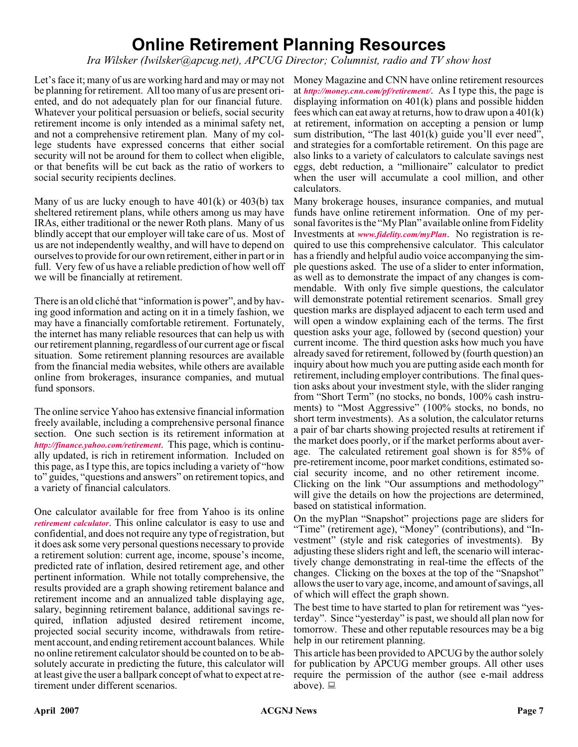# Online Retirement Planning Resources

*Ira Wilsker (Iwilsker@apcug.net), APCUG Director; Columnist, radio and TV show host*

Let's face it; many of us are working hard and may or may not be planning for retirement. All too many of us are present oriented, and do not adequately plan for our financial future. Whatever your political persuasion or beliefs, social security retirement income is only intended as a minimal safety net, and not a comprehensive retirement plan. Many of my college students have expressed concerns that either social security will not be around for them to collect when eligible, or that benefits will be cut back as the ratio of workers to social security recipients declines.

Many of us are lucky enough to have 401(k) or 403(b) tax sheltered retirement plans, while others among us may have IRAs, either traditional or the newer Roth plans. Many of us blindly accept that our employer will take care of us. Most of us are not independently wealthy, and will have to depend on ourselves to provide for our own retirement, either in part or in full. Very few of us have a reliable prediction of how well off we will be financially at retirement.

There is an old cliché that "information is power", and by having good information and acting on it in a timely fashion, we may have a financially comfortable retirement. Fortunately, the internet has many reliable resources that can help us with our retirement planning, regardless of our current age or fiscal situation. Some retirement planning resources are available from the financial media websites, while others are available online from brokerages, insurance companies, and mutual fund sponsors.

The online service Yahoo has extensive financial information freely available, including a comprehensive personal finance section. One such section is its retirement information at ***http://finance.yahoo.com/retirement***. This page, which is continually updated, is rich in retirement information. Included on this page, as I type this, are topics including a variety of "how to" guides, "questions and answers" on retirement topics, and a variety of financial calculators.

One calculator available for free from Yahoo is its online ***retirement calculator***. This online calculator is easy to use and confidential, and does not require any type of registration, but it does ask some very personal questions necessary to provide a retirement solution: current age, income, spouse's income, predicted rate of inflation, desired retirement age, and other pertinent information. While not totally comprehensive, the results provided are a graph showing retirement balance and retirement income and an annualized table displaying age, salary, beginning retirement balance, additional savings required, inflation adjusted desired retirement income, projected social security income, withdrawals from retirement account, and ending retirement account balances. While no online retirement calculator should be counted on to be absolutely accurate in predicting the future, this calculator will at least give the user a ballpark concept of what to expect at retirement under different scenarios.

Money Magazine and CNN have online retirement resources at ***http://money.cnn.com/pf/retirement/***. As I type this, the page is displaying information on 401(k) plans and possible hidden fees which can eat away at returns, how to draw upon a 401(k) at retirement, information on accepting a pension or lump sum distribution, "The last 401(k) guide you'll ever need", and strategies for a comfortable retirement. On this page are also links to a variety of calculators to calculate savings nest eggs, debt reduction, a "millionaire" calculator to predict when the user will accumulate a cool million, and other calculators.

Many brokerage houses, insurance companies, and mutual funds have online retirement information. One of my personal favorites is the "My Plan" available online from Fidelity Investments at ***www.fidelity.com/myPlan***. No registration is required to use this comprehensive calculator. This calculator has a friendly and helpful audio voice accompanying the simple questions asked. The use of a slider to enter information, as well as to demonstrate the impact of any changes is commendable. With only five simple questions, the calculator will demonstrate potential retirement scenarios. Small grey question marks are displayed adjacent to each term used and will open a window explaining each of the terms. The first question asks your age, followed by (second question) your current income. The third question asks how much you have already saved for retirement, followed by (fourth question) an inquiry about how much you are putting aside each month for retirement, including employer contributions. The final question asks about your investment style, with the slider ranging from "Short Term" (no stocks, no bonds, 100% cash instruments) to "Most Aggressive" (100% stocks, no bonds, no short term investments). As a solution, the calculator returns a pair of bar charts showing projected results at retirement if the market does poorly, or if the market performs about average. The calculated retirement goal shown is for 85% of pre-retirement income, poor market conditions, estimated social security income, and no other retirement income. Clicking on the link "Our assumptions and methodology" will give the details on how the projections are determined, based on statistical information.

On the myPlan "Snapshot" projections page are sliders for "Time" (retirement age), "Money" (contributions), and "Investment" (style and risk categories of investments). By adjusting these sliders right and left, the scenario will interactively change demonstrating in real-time the effects of the changes. Clicking on the boxes at the top of the "Snapshot" allows the user to vary age, income, and amount of savings, all of which will effect the graph shown.

The best time to have started to plan for retirement was "yesterday". Since "yesterday" is past, we should all plan now for tomorrow. These and other reputable resources may be a big help in our retirement planning.

This article has been provided to APCUG by the author solely for publication by APCUG member groups. All other uses require the permission of the author (see e-mail address above).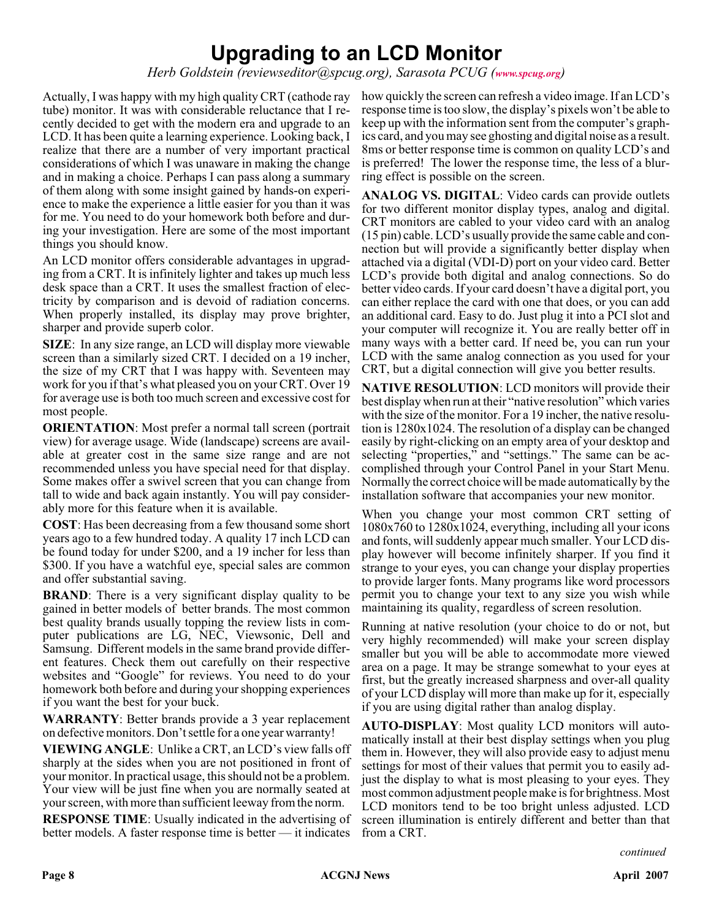# Upgrading to an LCD Monitor

*Herb Goldstein (reviewseditor@spcug.org), Sarasota PCUG (www.spcug.org)*

Actually, I was happy with my high quality CRT (cathode ray tube) monitor. It was with considerable reluctance that I recently decided to get with the modern era and upgrade to an LCD. It has been quite a learning experience. Looking back, I realize that there are a number of very important practical considerations of which I was unaware in making the change and in making a choice. Perhaps I can pass along a summary of them along with some insight gained by hands-on experience to make the experience a little easier for you than it was for me. You need to do your homework both before and during your investigation. Here are some of the most important things you should know.

An LCD monitor offers considerable advantages in upgrading from a CRT. It is infinitely lighter and takes up much less desk space than a CRT. It uses the smallest fraction of electricity by comparison and is devoid of radiation concerns. When properly installed, its display may prove brighter, sharper and provide superb color.

**SIZE**: In any size range, an LCD will display more viewable screen than a similarly sized CRT. I decided on a 19 incher, the size of my CRT that I was happy with. Seventeen may work for you if that's what pleased you on your CRT. Over 19 for average use is both too much screen and excessive cost for most people.

**ORIENTATION**: Most prefer a normal tall screen (portrait view) for average usage. Wide (landscape) screens are available at greater cost in the same size range and are not recommended unless you have special need for that display. Some makes offer a swivel screen that you can change from tall to wide and back again instantly. You will pay considerably more for this feature when it is available.

**COST**: Has been decreasing from a few thousand some short years ago to a few hundred today. A quality 17 inch LCD can be found today for under $200, and a 19 incher for less than $300. If you have a watchful eye, special sales are common and offer substantial saving.

**BRAND**: There is a very significant display quality to be gained in better models of better brands. The most common best quality brands usually topping the review lists in computer publications are LG, NEC, Viewsonic, Dell and Samsung. Different models in the same brand provide different features. Check them out carefully on their respective websites and "Google" for reviews. You need to do your homework both before and during your shopping experiences if you want the best for your buck.

**WARRANTY**: Better brands provide a 3 year replacement on defective monitors. Don't settle for a one year warranty!

**VIEWING ANGLE**: Unlike a CRT, an LCD's view falls off sharply at the sides when you are not positioned in front of your monitor. In practical usage, this should not be a problem. Your view will be just fine when you are normally seated at your screen, with more than sufficient leeway from the norm.

**RESPONSE TIME**: Usually indicated in the advertising of better models. A faster response time is better — it indicates how quickly the screen can refresh a video image. If an LCD's response time is too slow, the display's pixels won't be able to keep up with the information sent from the computer's graphics card, and you may see ghosting and digital noise as a result. 8ms or better response time is common on quality LCD's and is preferred! The lower the response time, the less of a blurring effect is possible on the screen.

**ANALOG VS. DIGITAL**: Video cards can provide outlets for two different monitor display types, analog and digital. CRT monitors are cabled to your video card with an analog (15 pin) cable. LCD's usually provide the same cable and connection but will provide a significantly better display when attached via a digital (VDI-D) port on your video card. Better LCD's provide both digital and analog connections. So do better video cards. If your card doesn't have a digital port, you can either replace the card with one that does, or you can add an additional card. Easy to do. Just plug it into a PCI slot and your computer will recognize it. You are really better off in many ways with a better card. If need be, you can run your LCD with the same analog connection as you used for your CRT, but a digital connection will give you better results.

**NATIVE RESOLUTION**: LCD monitors will provide their best display when run at their "native resolution" which varies with the size of the monitor. For a 19 incher, the native resolution is 1280x1024. The resolution of a display can be changed easily by right-clicking on an empty area of your desktop and selecting "properties," and "settings." The same can be accomplished through your Control Panel in your Start Menu. Normally the correct choice will be made automatically by the installation software that accompanies your new monitor.

When you change your most common CRT setting of 1080x760 to 1280x1024, everything, including all your icons and fonts, will suddenly appear much smaller. Your LCD display however will become infinitely sharper. If you find it strange to your eyes, you can change your display properties to provide larger fonts. Many programs like word processors permit you to change your text to any size you wish while maintaining its quality, regardless of screen resolution.

Running at native resolution (your choice to do or not, but very highly recommended) will make your screen display smaller but you will be able to accommodate more viewed area on a page. It may be strange somewhat to your eyes at first, but the greatly increased sharpness and over-all quality of your LCD display will more than make up for it, especially if you are using digital rather than analog display.

**AUTO-DISPLAY**: Most quality LCD monitors will automatically install at their best display settings when you plug them in. However, they will also provide easy to adjust menu settings for most of their values that permit you to easily adjust the display to what is most pleasing to your eyes. They most common adjustment people make is for brightness. Most LCD monitors tend to be too bright unless adjusted. LCD screen illumination is entirely different and better than that from a CRT.

*continued*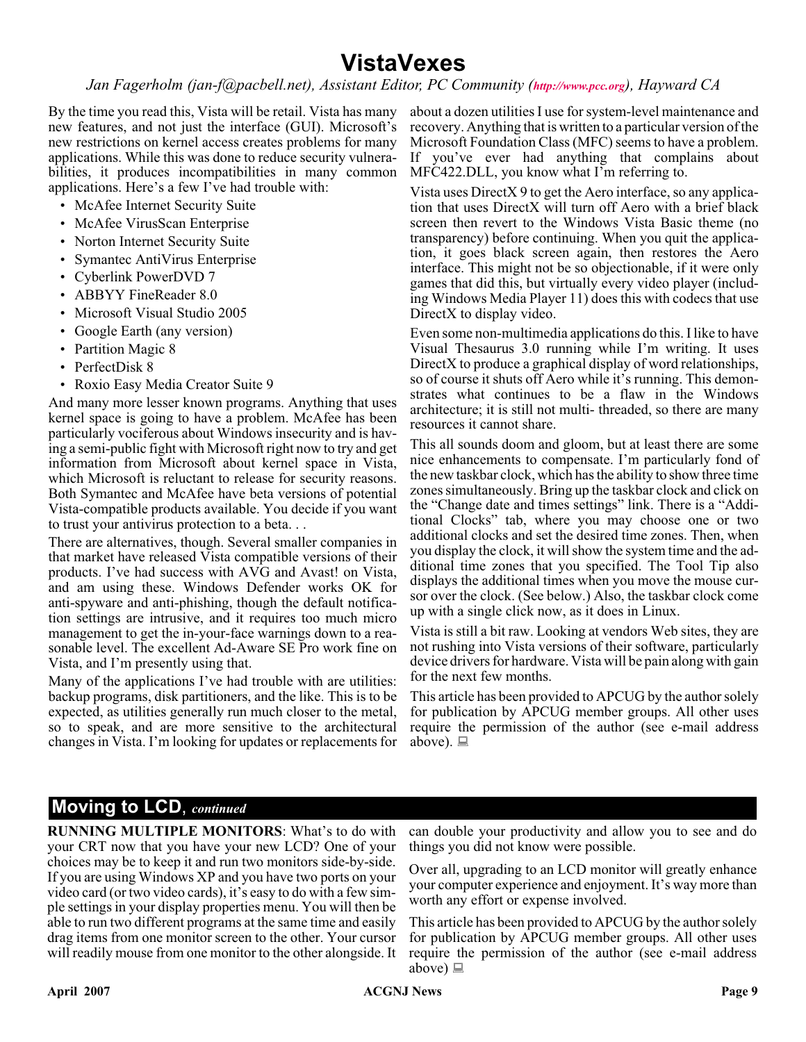# VistaVexes

*Jan Fagerholm (jan-f@pacbell.net), Assistant Editor, PC Community (http://www.pcc.org), Hayward CA*

By the time you read this, Vista will be retail. Vista has many new features, and not just the interface (GUI). Microsoft's new restrictions on kernel access creates problems for many applications. While this was done to reduce security vulnerabilities, it produces incompatibilities in many common applications. Here's a few I've had trouble with:

- McAfee Internet Security Suite
- McAfee VirusScan Enterprise
- Norton Internet Security Suite
- Symantec AntiVirus Enterprise
- Cyberlink PowerDVD 7
- ABBYY FineReader 8.0
- Microsoft Visual Studio 2005
- Google Earth (any version)
- Partition Magic 8
- PerfectDisk 8
- Roxio Easy Media Creator Suite 9

And many more lesser known programs. Anything that uses kernel space is going to have a problem. McAfee has been particularly vociferous about Windows insecurity and is having a semi-public fight with Microsoft right now to try and get information from Microsoft about kernel space in Vista, which Microsoft is reluctant to release for security reasons. Both Symantec and McAfee have beta versions of potential Vista-compatible products available. You decide if you want to trust your antivirus protection to a beta. . .

There are alternatives, though. Several smaller companies in that market have released Vista compatible versions of their products. I've had success with AVG and Avast! on Vista, and am using these. Windows Defender works OK for anti-spyware and anti-phishing, though the default notification settings are intrusive, and it requires too much micro management to get the in-your-face warnings down to a reasonable level. The excellent Ad-Aware SE Pro work fine on Vista, and I'm presently using that.

Many of the applications I've had trouble with are utilities: backup programs, disk partitioners, and the like. This is to be expected, as utilities generally run much closer to the metal, so to speak, and are more sensitive to the architectural changes in Vista. I'm looking for updates or replacements for about a dozen utilities I use for system-level maintenance and recovery. Anything that is written to a particular version of the Microsoft Foundation Class (MFC) seems to have a problem. If you've ever had anything that complains about MFC422.DLL, you know what I'm referring to.

Vista uses DirectX 9 to get the Aero interface, so any application that uses DirectX will turn off Aero with a brief black screen then revert to the Windows Vista Basic theme (no transparency) before continuing. When you quit the application, it goes black screen again, then restores the Aero interface. This might not be so objectionable, if it were only games that did this, but virtually every video player (including Windows Media Player 11) does this with codecs that use DirectX to display video.

Even some non-multimedia applications do this. I like to have Visual Thesaurus 3.0 running while I'm writing. It uses DirectX to produce a graphical display of word relationships, so of course it shuts off Aero while it's running. This demonstrates what continues to be a flaw in the Windows architecture; it is still not multi- threaded, so there are many resources it cannot share.

This all sounds doom and gloom, but at least there are some nice enhancements to compensate. I'm particularly fond of the new taskbar clock, which has the ability to show three time zones simultaneously. Bring up the taskbar clock and click on the "Change date and times settings" link. There is a "Additional Clocks" tab, where you may choose one or two additional clocks and set the desired time zones. Then, when you display the clock, it will show the system time and the additional time zones that you specified. The Tool Tip also displays the additional times when you move the mouse cursor over the clock. (See below.) Also, the taskbar clock come up with a single click now, as it does in Linux.

Vista is still a bit raw. Looking at vendors Web sites, they are not rushing into Vista versions of their software, particularly device drivers for hardware. Vista will be pain along with gain for the next few months.

This article has been provided to APCUG by the author solely for publication by APCUG member groups. All other uses require the permission of the author (see e-mail address above).

## Moving to LCD, *continued*

**RUNNING MULTIPLE MONITORS**: What's to do with your CRT now that you have your new LCD? One of your choices may be to keep it and run two monitors side-by-side. If you are using Windows XP and you have two ports on your video card (or two video cards), it's easy to do with a few simple settings in your display properties menu. You will then be able to run two different programs at the same time and easily drag items from one monitor screen to the other. Your cursor will readily mouse from one monitor to the other alongside. It can double your productivity and allow you to see and do things you did not know were possible.

Over all, upgrading to an LCD monitor will greatly enhance your computer experience and enjoyment. It's way more than worth any effort or expense involved.

This article has been provided to APCUG by the author solely for publication by APCUG member groups. All other uses require the permission of the author (see e-mail address above)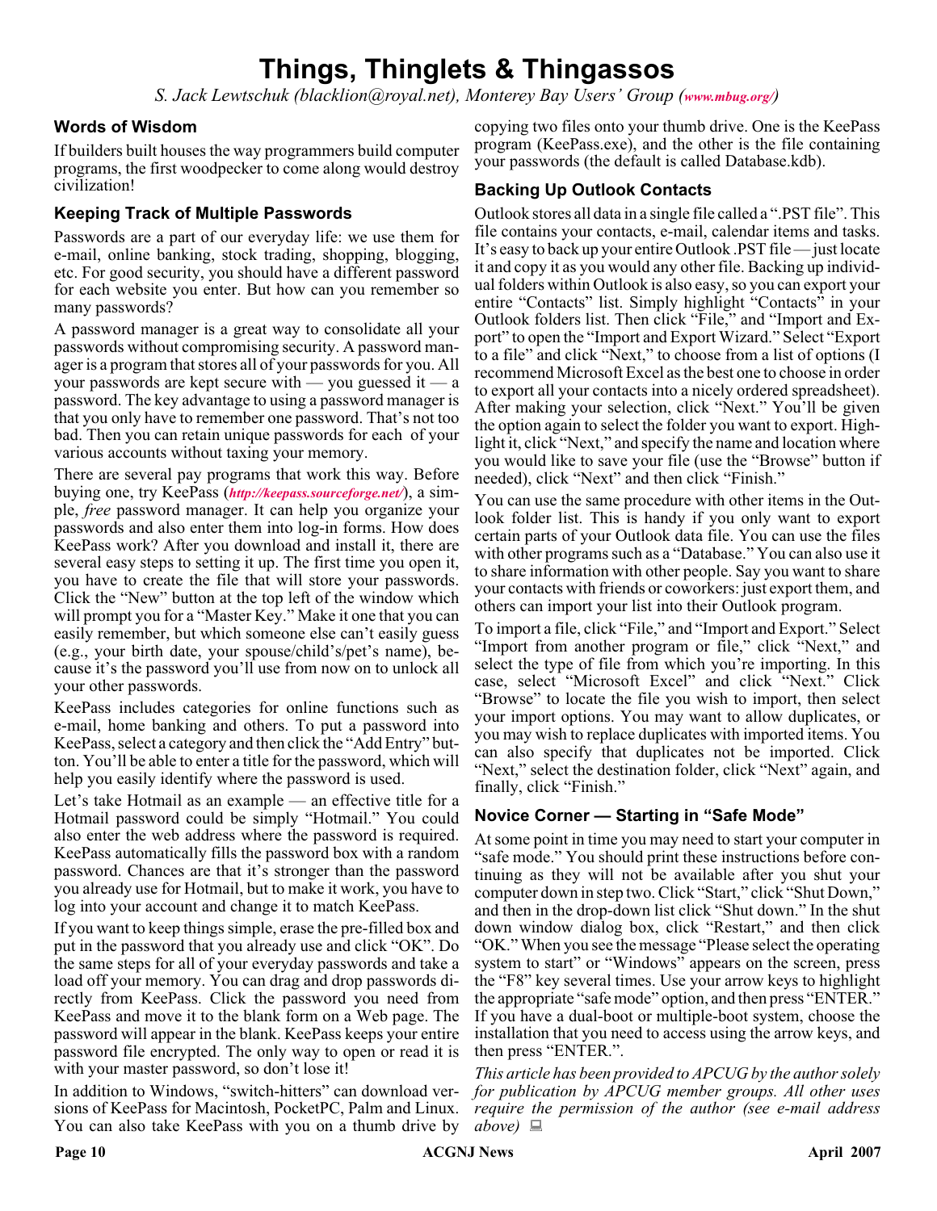# Things, Thinglets & Thingassos

*S. Jack Lewtschuk (blacklion@royal.net), Monterey Bay Users' Group (www.mbug.org/)*

### Words of Wisdom

If builders built houses the way programmers build computer programs, the first woodpecker to come along would destroy civilization!

### Keeping Track of Multiple Passwords

Passwords are a part of our everyday life: we use them for e-mail, online banking, stock trading, shopping, blogging, etc. For good security, you should have a different password for each website you enter. But how can you remember so many passwords?

A password manager is a great way to consolidate all your passwords without compromising security. A password manager is a program that stores all of your passwords for you. All your passwords are kept secure with — you guessed it — a password. The key advantage to using a password manager is that you only have to remember one password. That's not too bad. Then you can retain unique passwords for each of your various accounts without taxing your memory.

There are several pay programs that work this way. Before buying one, try KeePass (*http://keepass.sourceforge.net/*), a simple, *free* password manager. It can help you organize your passwords and also enter them into log-in forms. How does KeePass work? After you download and install it, there are several easy steps to setting it up. The first time you open it, you have to create the file that will store your passwords. Click the "New" button at the top left of the window which will prompt you for a "Master Key." Make it one that you can easily remember, but which someone else can't easily guess (e.g., your birth date, your spouse/child's/pet's name), because it's the password you'll use from now on to unlock all your other passwords.

KeePass includes categories for online functions such as e-mail, home banking and others. To put a password into KeePass, select a category and then click the "Add Entry" button. You'll be able to enter a title for the password, which will help you easily identify where the password is used.

Let's take Hotmail as an example — an effective title for a Hotmail password could be simply "Hotmail." You could also enter the web address where the password is required. KeePass automatically fills the password box with a random password. Chances are that it's stronger than the password you already use for Hotmail, but to make it work, you have to log into your account and change it to match KeePass.

If you want to keep things simple, erase the pre-filled box and put in the password that you already use and click "OK". Do the same steps for all of your everyday passwords and take a load off your memory. You can drag and drop passwords directly from KeePass. Click the password you need from KeePass and move it to the blank form on a Web page. The password will appear in the blank. KeePass keeps your entire password file encrypted. The only way to open or read it is with your master password, so don't lose it!

In addition to Windows, "switch-hitters" can download versions of KeePass for Macintosh, PocketPC, Palm and Linux. You can also take KeePass with you on a thumb drive by copying two files onto your thumb drive. One is the KeePass program (KeePass.exe), and the other is the file containing your passwords (the default is called Database.kdb).

### Backing Up Outlook Contacts

Outlook stores all data in a single file called a ".PST file". This file contains your contacts, e-mail, calendar items and tasks. It's easy to back up your entire Outlook .PST file — just locate it and copy it as you would any other file. Backing up individual folders within Outlook is also easy, so you can export your entire "Contacts" list. Simply highlight "Contacts" in your Outlook folders list. Then click "File," and "Import and Export" to open the "Import and Export Wizard." Select "Export to a file" and click "Next," to choose from a list of options (I recommend Microsoft Excel as the best one to choose in order to export all your contacts into a nicely ordered spreadsheet). After making your selection, click "Next." You'll be given the option again to select the folder you want to export. Highlight it, click "Next," and specify the name and location where you would like to save your file (use the "Browse" button if needed), click "Next" and then click "Finish."

You can use the same procedure with other items in the Outlook folder list. This is handy if you only want to export certain parts of your Outlook data file. You can use the files with other programs such as a "Database." You can also use it to share information with other people. Say you want to share your contacts with friends or coworkers: just export them, and others can import your list into their Outlook program.

To import a file, click "File," and "Import and Export." Select "Import from another program or file," click "Next," and select the type of file from which you're importing. In this case, select "Microsoft Excel" and click "Next." Click "Browse" to locate the file you wish to import, then select your import options. You may want to allow duplicates, or you may wish to replace duplicates with imported items. You can also specify that duplicates not be imported. Click "Next," select the destination folder, click "Next" again, and finally, click "Finish."

### Novice Corner — Starting in "Safe Mode"

At some point in time you may need to start your computer in "safe mode." You should print these instructions before continuing as they will not be available after you shut your computer down in step two. Click "Start," click "Shut Down," and then in the drop-down list click "Shut down." In the shut down window dialog box, click "Restart," and then click "OK." When you see the message "Please select the operating system to start" or "Windows" appears on the screen, press the "F8" key several times. Use your arrow keys to highlight the appropriate "safe mode" option, and then press "ENTER." If you have a dual-boot or multiple-boot system, choose the installation that you need to access using the arrow keys, and then press "ENTER.".

*This article has been provided to APCUG by the author solely for publication by APCUG member groups. All other uses require the permission of the author (see e-mail address above)*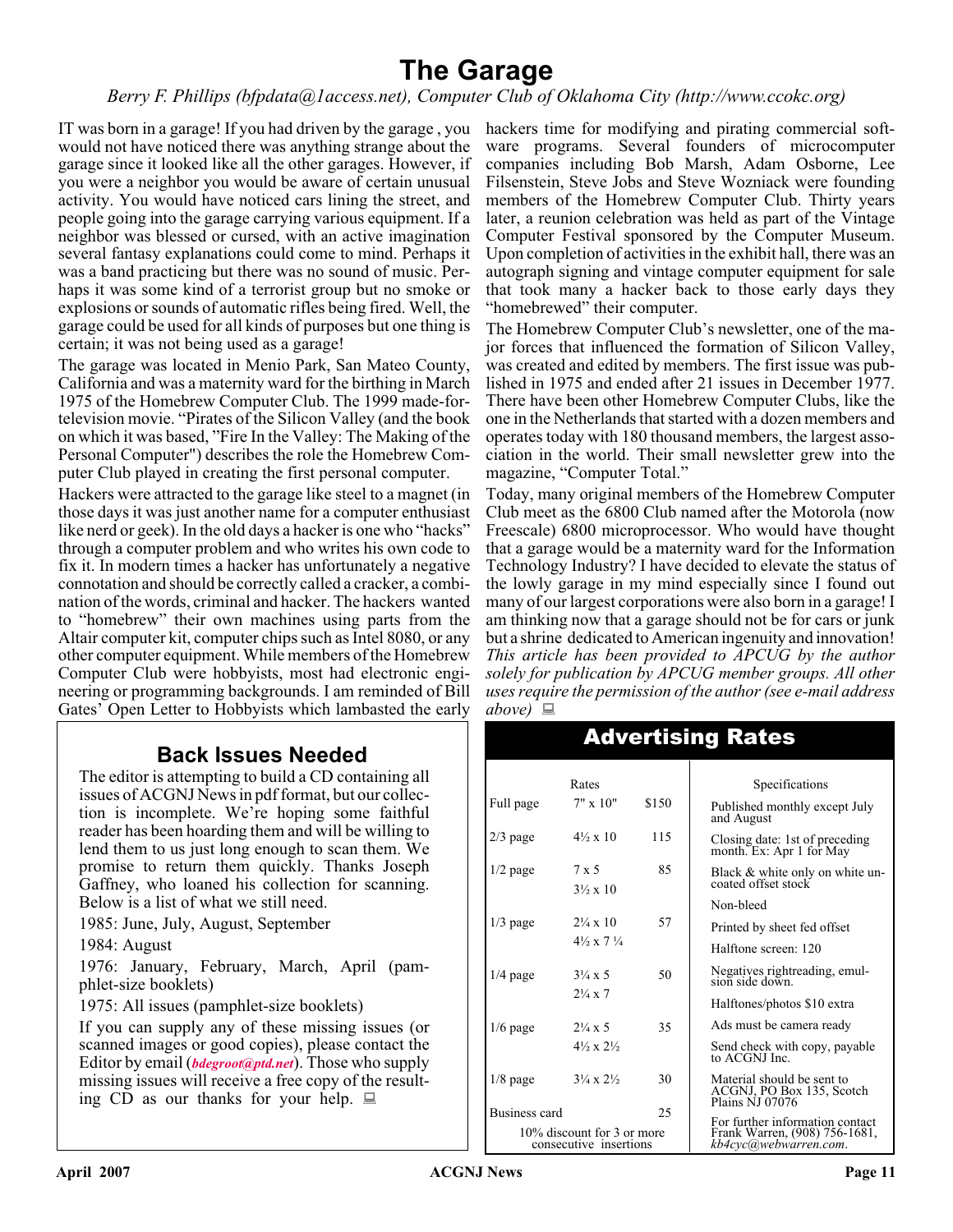# The Garage

*Berry F. Phillips (bfpdata@1access.net), Computer Club of Oklahoma City (http://www.ccokc.org)*

IT was born in a garage! If you had driven by the garage , you would not have noticed there was anything strange about the garage since it looked like all the other garages. However, if you were a neighbor you would be aware of certain unusual activity. You would have noticed cars lining the street, and people going into the garage carrying various equipment. If a neighbor was blessed or cursed, with an active imagination several fantasy explanations could come to mind. Perhaps it was a band practicing but there was no sound of music. Perhaps it was some kind of a terrorist group but no smoke or explosions or sounds of automatic rifles being fired. Well, the garage could be used for all kinds of purposes but one thing is certain; it was not being used as a garage!

The garage was located in Menio Park, San Mateo County, California and was a maternity ward for the birthing in March 1975 of the Homebrew Computer Club. The 1999 made-for-television movie. "Pirates of the Silicon Valley (and the book on which it was based, "Fire In the Valley: The Making of the Personal Computer") describes the role the Homebrew Computer Club played in creating the first personal computer.

Hackers were attracted to the garage like steel to a magnet (in those days it was just another name for a computer enthusiast like nerd or geek). In the old days a hacker is one who "hacks" through a computer problem and who writes his own code to fix it. In modern times a hacker has unfortunately a negative connotation and should be correctly called a cracker, a combination of the words, criminal and hacker. The hackers wanted to "homebrew" their own machines using parts from the Altair computer kit, computer chips such as Intel 8080, or any other computer equipment. While members of the Homebrew Computer Club were hobbyists, most had electronic engineering or programming backgrounds. I am reminded of Bill Gates' Open Letter to Hobbyists which lambasted the early hackers time for modifying and pirating commercial software programs. Several founders of microcomputer companies including Bob Marsh, Adam Osborne, Lee Filsenstein, Steve Jobs and Steve Wozniack were founding members of the Homebrew Computer Club. Thirty years later, a reunion celebration was held as part of the Vintage Computer Festival sponsored by the Computer Museum. Upon completion of activities in the exhibit hall, there was an autograph signing and vintage computer equipment for sale that took many a hacker back to those early days they "homebrewed" their computer.

The Homebrew Computer Club's newsletter, one of the major forces that influenced the formation of Silicon Valley, was created and edited by members. The first issue was published in 1975 and ended after 21 issues in December 1977. There have been other Homebrew Computer Clubs, like the one in the Netherlands that started with a dozen members and operates today with 180 thousand members, the largest association in the world. Their small newsletter grew into the magazine, "Computer Total."

Today, many original members of the Homebrew Computer Club meet as the 6800 Club named after the Motorola (now Freescale) 6800 microprocessor. Who would have thought that a garage would be a maternity ward for the Information Technology Industry? I have decided to elevate the status of the lowly garage in my mind especially since I found out many of our largest corporations were also born in a garage! I am thinking now that a garage should not be for cars or junk but a shrine dedicated to American ingenuity and innovation!

*This article has been provided to APCUG by the author solely for publication by APCUG member groups. All other uses require the permission of the author (see e-mail address above)*

## Back Issues Needed

The editor is attempting to build a CD containing all issues of ACGNJ News in pdf format, but our collection is incomplete. We're hoping some faithful reader has been hoarding them and will be willing to lend them to us just long enough to scan them. We promise to return them quickly. Thanks Joseph Gaffney, who loaned his collection for scanning. Below is a list of what we still need.

1985: June, July, August, September

1984: August

1976: January, February, March, April (pamphlet-size booklets)

1975: All issues (pamphlet-size booklets)

If you can supply any of these missing issues (or scanned images or good copies), please contact the Editor by email (***bdegroot@ptd.net***). Those who supply missing issues will receive a free copy of the resulting CD as our thanks for your help.

## Advertising Rates

| | Rates | |
|---|---|---|
| Full page | 7" x 10" | $150 |
| 2/3 page | 4½ x 10 | 115 |
| 1/2 page | 7 x 5<br>3½ x 10 | 85 |
| 1/3 page | 2¼ x 10<br>4½ x 7 ¼ | 57 |
| 1/4 page | 3¼ x 5<br>2¼ x 7 | 50 |
| 1/6 page | 2¼ x 5<br>4½ x 2½ | 35 |
| 1/8 page | 3¼ x 2½ | 30 |
| Business card | | 25 |

10% discount for 3 or more consecutive insertions

**Specifications**

- Published monthly except July and August
- Closing date: 1st of preceding month. Ex: Apr 1 for May
- Black & white only on white uncoated offset stock
- Non-bleed
- Printed by sheet fed offset
- Halftone screen: 120
- Negatives rightreading, emulsion side down.
- Halftones/photos $10 extra
- Ads must be camera ready
- Send check with copy, payable to ACGNJ Inc.
- Material should be sent to ACGNJ, PO Box 135, Scotch Plains NJ 07076
- For further information contact Frank Warren, (908) 756-1681, *kb4cyc@webwarren.com*.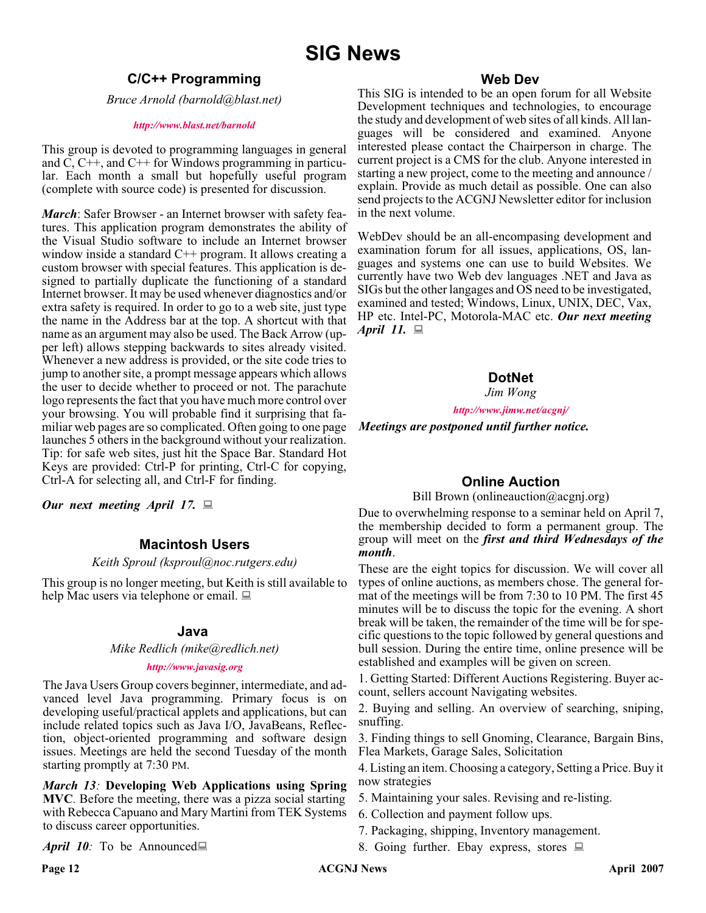# SIG News

## C/C++ Programming

*Bruce Arnold (barnold@blast.net)*

*http://www.blast.net/barnold*

This group is devoted to programming languages in general and C, C++, and C++ for Windows programming in particular. Each month a small but hopefully useful program (complete with source code) is presented for discussion.

***March***: Safer Browser - an Internet browser with safety features. This application program demonstrates the ability of the Visual Studio software to include an Internet browser window inside a standard C++ program. It allows creating a custom browser with special features. This application is designed to partially duplicate the functioning of a standard Internet browser. It may be used whenever diagnostics and/or extra safety is required. In order to go to a web site, just type the name in the Address bar at the top. A shortcut with that name as an argument may also be used. The Back Arrow (upper left) allows stepping backwards to sites already visited. Whenever a new address is provided, or the site code tries to jump to another site, a prompt message appears which allows the user to decide whether to proceed or not. The parachute logo represents the fact that you have much more control over your browsing. You will probable find it surprising that familiar web pages are so complicated. Often going to one page launches 5 others in the background without your realization. Tip: for safe web sites, just hit the Space Bar. Standard Hot Keys are provided: Ctrl-P for printing, Ctrl-C for copying, Ctrl-A for selecting all, and Ctrl-F for finding.

***Our next meeting April 17.***

## Macintosh Users

*Keith Sproul (ksproul@noc.rutgers.edu)*

This group is no longer meeting, but Keith is still available to help Mac users via telephone or email.

## Java

*Mike Redlich (mike@redlich.net)*

*http://www.javasig.org*

The Java Users Group covers beginner, intermediate, and advanced level Java programming. Primary focus is on developing useful/practical applets and applications, but can include related topics such as Java I/O, JavaBeans, Reflection, object-oriented programming and software design issues. Meetings are held the second Tuesday of the month starting promptly at 7:30 PM.

***March 13***: **Developing Web Applications using Spring MVC**. Before the meeting, there was a pizza social starting with Rebecca Capuano and Mary Martini from TEK Systems to discuss career opportunities.

***April 10***: To be Announced

## Web Dev

This SIG is intended to be an open forum for all Website Development techniques and technologies, to encourage the study and development of web sites of all kinds. All languages will be considered and examined. Anyone interested please contact the Chairperson in charge. The current project is a CMS for the club. Anyone interested in starting a new project, come to the meeting and announce / explain. Provide as much detail as possible. One can also send projects to the ACGNJ Newsletter editor for inclusion in the next volume.

WebDev should be an all-encompasing development and examination forum for all issues, applications, OS, languages and systems one can use to build Websites. We currently have two Web dev languages .NET and Java as SIGs but the other langages and OS need to be investigated, examined and tested; Windows, Linux, UNIX, DEC, Vax, HP etc. Intel-PC, Motorola-MAC etc. ***Our next meeting April 11.***

## DotNet

*Jim Wong*

*http://www.jimw.net/acgnj/*

***Meetings are postponed until further notice.***

## Online Auction

Bill Brown (onlineauction@acgnj.org)

Due to overwhelming response to a seminar held on April 7, the membership decided to form a permanent group. The group will meet on the ***first and third Wednesdays of the month***.

These are the eight topics for discussion. We will cover all types of online auctions, as members chose. The general format of the meetings will be from 7:30 to 10 PM. The first 45 minutes will be to discuss the topic for the evening. A short break will be taken, the remainder of the time will be for specific questions to the topic followed by general questions and bull session. During the entire time, online presence will be established and examples will be given on screen.

1. Getting Started: Different Auctions Registering. Buyer account, sellers account Navigating websites.
2. Buying and selling. An overview of searching, sniping, snuffing.
3. Finding things to sell Gnoming, Clearance, Bargain Bins, Flea Markets, Garage Sales, Solicitation
4. Listing an item. Choosing a category, Setting a Price. Buy it now strategies
5. Maintaining your sales. Revising and re-listing.
6. Collection and payment follow ups.
7. Packaging, shipping, Inventory management.
8. Going further. Ebay express, stores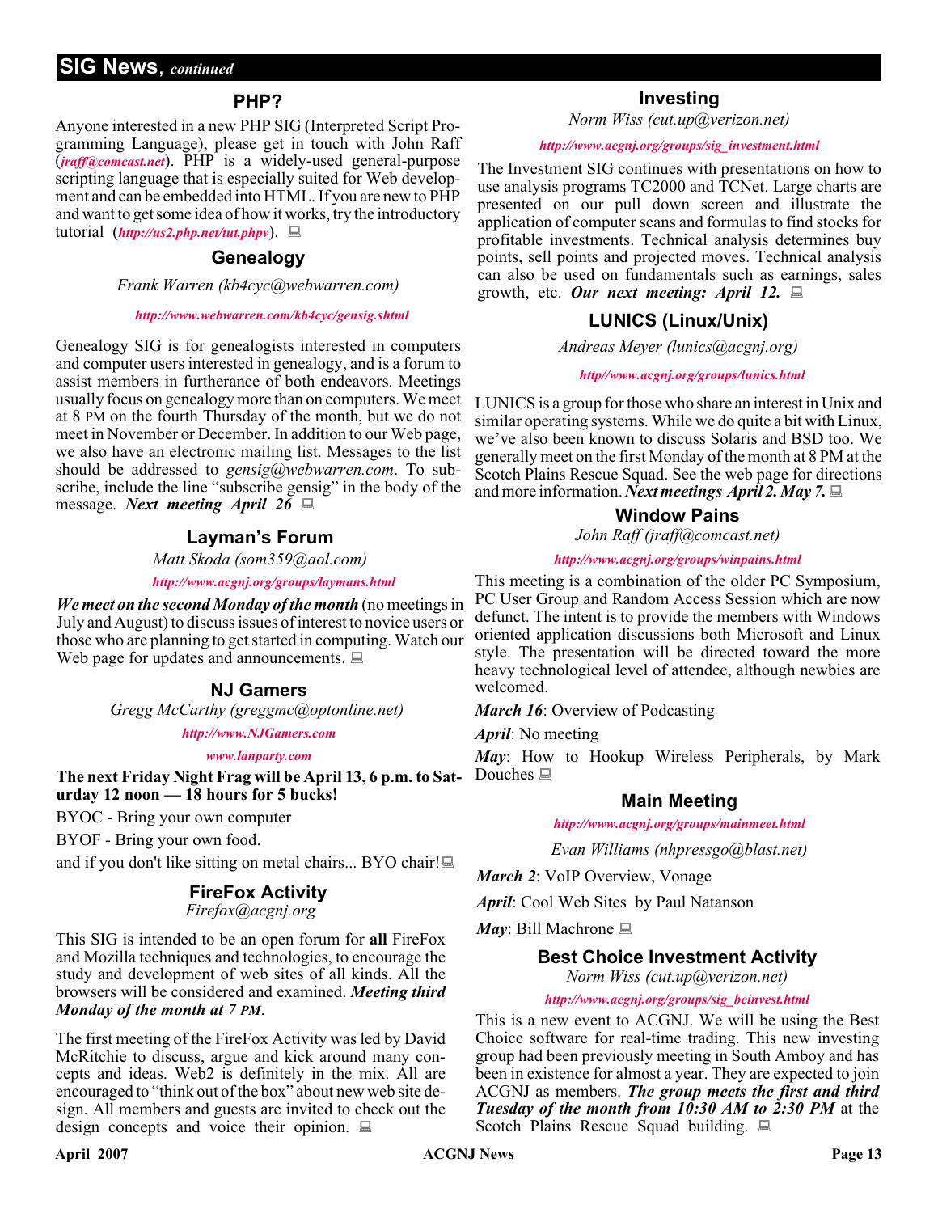## SIG News, *continued*

### PHP?

Anyone interested in a new PHP SIG (Interpreted Script Programming Language), please get in touch with John Raff (*jraff@comcast.net*). PHP is a widely-used general-purpose scripting language that is especially suited for Web development and can be embedded into HTML. If you are new to PHP and want to get some idea of how it works, try the introductory tutorial (*http://us2.php.net/tut.phpv*).

### Genealogy

*Frank Warren (kb4cyc@webwarren.com)*

*http://www.webwarren.com/kb4cyc/gensig.shtml*

Genealogy SIG is for genealogists interested in computers and computer users interested in genealogy, and is a forum to assist members in furtherance of both endeavors. Meetings usually focus on genealogy more than on computers. We meet at 8 PM on the fourth Thursday of the month, but we do not meet in November or December. In addition to our Web page, we also have an electronic mailing list. Messages to the list should be addressed to *gensig@webwarren.com*. To subscribe, include the line "subscribe gensig" in the body of the message. ***Next meeting April 26***

### Layman's Forum

*Matt Skoda (som359@aol.com)*

*http://www.acgnj.org/groups/laymans.html*

***We meet on the second Monday of the month*** (no meetings in July and August) to discuss issues of interest to novice users or those who are planning to get started in computing. Watch our Web page for updates and announcements.

### NJ Gamers

*Gregg McCarthy (greggmc@optonline.net)*

*http://www.NJGamers.com*

*www.lanparty.com*

**The next Friday Night Frag will be April 13, 6 p.m. to Saturday 12 noon — 18 hours for 5 bucks!**

BYOC - Bring your own computer

BYOF - Bring your own food.

and if you don't like sitting on metal chairs... BYO chair!

### FireFox Activity

*Firefox@acgnj.org*

This SIG is intended to be an open forum for **all** FireFox and Mozilla techniques and technologies, to encourage the study and development of web sites of all kinds. All the browsers will be considered and examined. ***Meeting third Monday of the month at 7 PM***.

The first meeting of the FireFox Activity was led by David McRitchie to discuss, argue and kick around many concepts and ideas. Web2 is definitely in the mix. All are encouraged to "think out of the box" about new web site design. All members and guests are invited to check out the design concepts and voice their opinion.

### Investing

*Norm Wiss (cut.up@verizon.net)*

*http://www.acgnj.org/groups/sig_investment.html*

The Investment SIG continues with presentations on how to use analysis programs TC2000 and TCNet. Large charts are presented on our pull down screen and illustrate the application of computer scans and formulas to find stocks for profitable investments. Technical analysis determines buy points, sell points and projected moves. Technical analysis can also be used on fundamentals such as earnings, sales growth, etc. ***Our next meeting: April 12.***

### LUNICS (Linux/Unix)

*Andreas Meyer (lunics@acgnj.org)*

*http//www.acgnj.org/groups/lunics.html*

LUNICS is a group for those who share an interest in Unix and similar operating systems. While we do quite a bit with Linux, we've also been known to discuss Solaris and BSD too. We generally meet on the first Monday of the month at 8 PM at the Scotch Plains Rescue Squad. See the web page for directions and more information. ***Next meetings April 2. May 7.***

### Window Pains

*John Raff (jraff@comcast.net)*

*http://www.acgnj.org/groups/winpains.html*

This meeting is a combination of the older PC Symposium, PC User Group and Random Access Session which are now defunct. The intent is to provide the members with Windows oriented application discussions both Microsoft and Linux style. The presentation will be directed toward the more heavy technological level of attendee, although newbies are welcomed.

***March 16***: Overview of Podcasting

***April***: No meeting

***May***: How to Hookup Wireless Peripherals, by Mark Douches

### Main Meeting

*http://www.acgnj.org/groups/mainmeet.html*

*Evan Williams (nhpressgo@blast.net)*

***March 2***: VoIP Overview, Vonage

***April***: Cool Web Sites by Paul Natanson

***May***: Bill Machrone

### Best Choice Investment Activity

*Norm Wiss (cut.up@verizon.net)*

*http://www.acgnj.org/groups/sig_bcinvest.html*

This is a new event to ACGNJ. We will be using the Best Choice software for real-time trading. This new investing group had been previously meeting in South Amboy and has been in existence for almost a year. They are expected to join ACGNJ as members. ***The group meets the first and third Tuesday of the month from 10:30 AM to 2:30 PM*** at the Scotch Plains Rescue Squad building.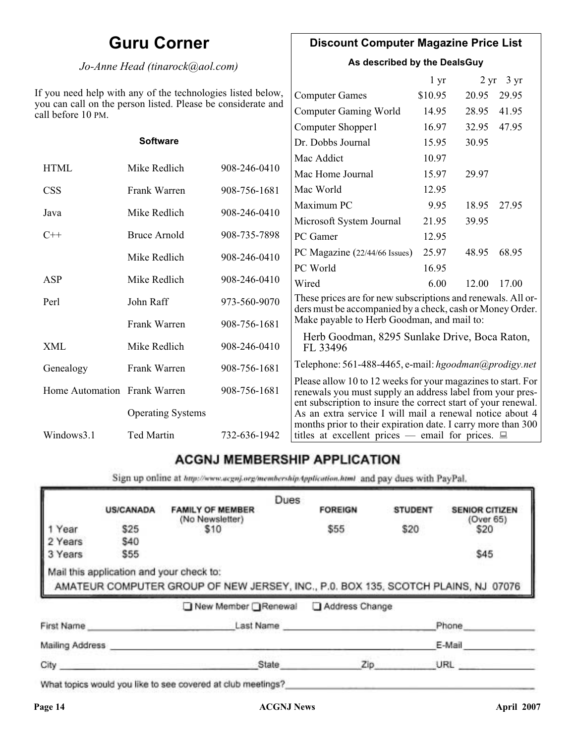# Guru Corner

*Jo-Anne Head (tinarock@aol.com)*

If you need help with any of the technologies listed below, you can call on the person listed. Please be considerate and call before 10 PM.

**Software**

| | | |
|---|---|---|
| HTML | Mike Redlich | 908-246-0410 |
| CSS | Frank Warren | 908-756-1681 |
| Java | Mike Redlich | 908-246-0410 |
| C++ | Bruce Arnold | 908-735-7898 |
| | Mike Redlich | 908-246-0410 |
| ASP | Mike Redlich | 908-246-0410 |
| Perl | John Raff | 973-560-9070 |
| | Frank Warren | 908-756-1681 |
| XML | Mike Redlich | 908-246-0410 |
| Genealogy | Frank Warren | 908-756-1681 |
| Home Automation | Frank Warren | 908-756-1681 |

**Operating Systems**

| | | |
|---|---|---|
| Windows3.1 | Ted Martin | 732-636-1942 |

## Discount Computer Magazine Price List

**As described by the DealsGuy**

| | 1 yr | 2 yr | 3 yr |
|---|---|---|---|
| Computer Games | $10.95 | 20.95 | 29.95 |
| Computer Gaming World | 14.95 | 28.95 | 41.95 |
| Computer Shopper1 | 16.97 | 32.95 | 47.95 |
| Dr. Dobbs Journal | 15.95 | 30.95 | |
| Mac Addict | 10.97 | | |
| Mac Home Journal | 15.97 | 29.97 | |
| Mac World | 12.95 | | |
| Maximum PC | 9.95 | 18.95 | 27.95 |
| Microsoft System Journal | 21.95 | 39.95 | |
| PC Gamer | 12.95 | | |
| PC Magazine (22/44/66 Issues) | 25.97 | 48.95 | 68.95 |
| PC World | 16.95 | | |
| Wired | 6.00 | 12.00 | 17.00 |

These prices are for new subscriptions and renewals. All orders must be accompanied by a check, cash or Money Order. Make payable to Herb Goodman, and mail to:

Herb Goodman, 8295 Sunlake Drive, Boca Raton, FL 33496

Telephone: 561-488-4465, e-mail: *hgoodman@prodigy.net*

Please allow 10 to 12 weeks for your magazines to start. For renewals you must supply an address label from your present subscription to insure the correct start of your renewal. As an extra service I will mail a renewal notice about 4 months prior to their expiration date. I carry more than 300 titles at excellent prices — email for prices.

## ACGNJ MEMBERSHIP APPLICATION

Sign up online at http://www.acgnj.org/membershipApplication.html and pay dues with PayPal.

**Dues**

| | US/CANADA | FAMILY OF MEMBER (No Newsletter) | FOREIGN | STUDENT | SENIOR CITIZEN (Over 65) |
|---|---|---|---|---|---|
| 1 Year | $25 | $10 | $55 | $20 | $20 |
| 2 Years | $40 | | | | |
| 3 Years | $55 | | | | $45 |

Mail this application and your check to:
AMATEUR COMPUTER GROUP OF NEW JERSEY, INC., P.0. BOX 135, SCOTCH PLAINS, NJ 07076

❑ New Member ❑ Renewal ❑ Address Change

First Name ______________ Last Name ______________ Phone ______________

Mailing Address ______________ E-Mail ______________

City ______________ State ______________ Zip ______________ URL ______________

What topics would you like to see covered at club meetings? ______________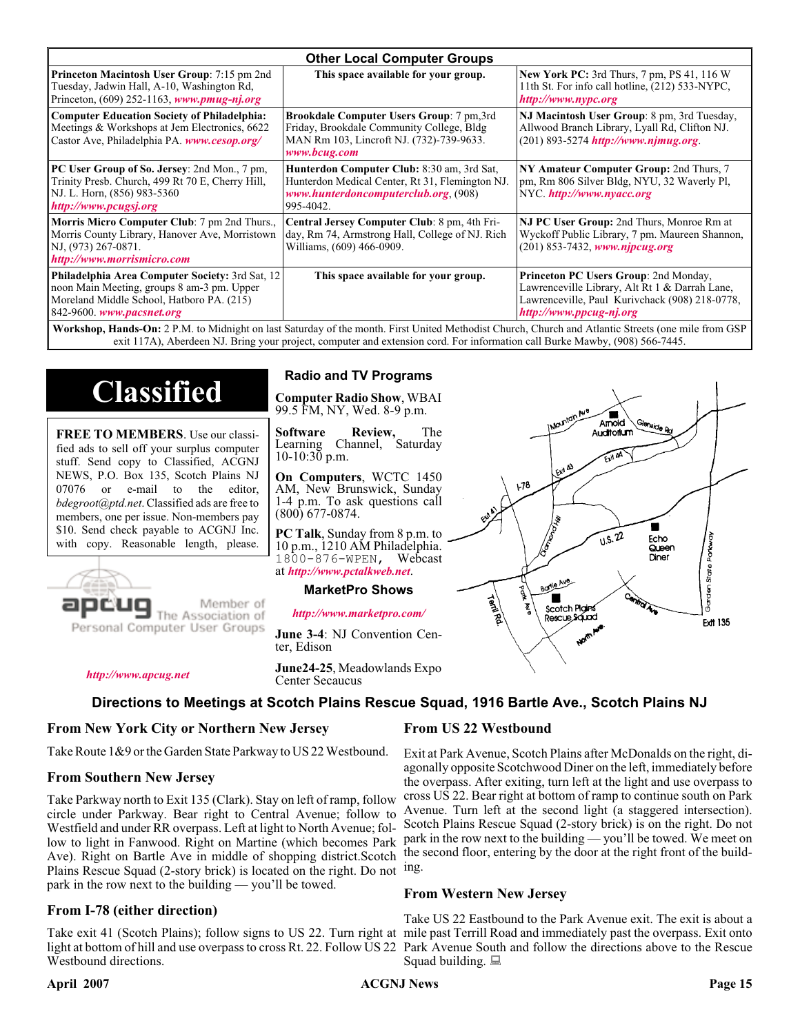## Other Local Computer Groups

| | | |
|---|---|---|
| **Princeton Macintosh User Group**: 7:15 pm 2nd Tuesday, Jadwin Hall, A-10, Washington Rd, Princeton, (609) 252-1163, ***www.pmug-nj.org*** | **This space available for your group.** | **New York PC:** 3rd Thurs, 7 pm, PS 41, 116 W 11th St. For info call hotline, (212) 533-NYPC, ***http://www.nypc.org*** |
| **Computer Education Society of Philadelphia:** Meetings & Workshops at Jem Electronics, 6622 Castor Ave, Philadelphia PA. ***www.cesop.org/*** | **Brookdale Computer Users Group**: 7 pm,3rd Friday, Brookdale Community College, Bldg MAN Rm 103, Lincroft NJ. (732)-739-9633. ***www.bcug.com*** | **NJ Macintosh User Group**: 8 pm, 3rd Tuesday, Allwood Branch Library, Lyall Rd, Clifton NJ. (201) 893-5274 ***http://www.njmug.org***. |
| **PC User Group of So. Jersey**: 2nd Mon., 7 pm, Trinity Presb. Church, 499 Rt 70 E, Cherry Hill, NJ. L. Horn, (856) 983-5360 ***http://www.pcugsj.org*** | **Hunterdon Computer Club:** 8:30 am, 3rd Sat, Hunterdon Medical Center, Rt 31, Flemington NJ. ***www.hunterdoncomputerclub.org***, (908) 995-4042. | **NY Amateur Computer Group:** 2nd Thurs, 7 pm, Rm 806 Silver Bldg, NYU, 32 Waverly Pl, NYC. ***http://www.nyacc.org*** |
| **Morris Micro Computer Club**: 7 pm 2nd Thurs., Morris County Library, Hanover Ave, Morristown NJ, (973) 267-0871. ***http://www.morrismicro.com*** | **Central Jersey Computer Club**: 8 pm, 4th Friday, Rm 74, Armstrong Hall, College of NJ. Rich Williams, (609) 466-0909. | **NJ PC User Group:** 2nd Thurs, Monroe Rm at Wyckoff Public Library, 7 pm. Maureen Shannon, (201) 853-7432, ***www.njpcug.org*** |
| **Philadelphia Area Computer Society:** 3rd Sat, 12 noon Main Meeting, groups 8 am-3 pm. Upper Moreland Middle School, Hatboro PA. (215) 842-9600. ***www.pacsnet.org*** | **This space available for your group.** | **Princeton PC Users Group**: 2nd Monday, Lawrenceville Library, Alt Rt 1 & Darrah Lane, Lawrenceville, Paul Kurivchack (908) 218-0778, ***http://www.ppcug-nj.org*** |

**Workshop, Hands-On:** 2 P.M. to Midnight on last Saturday of the month. First United Methodist Church, Church and Atlantic Streets (one mile from GSP exit 117A), Aberdeen NJ. Bring your project, computer and extension cord. For information call Burke Mawby, (908) 566-7445.

# Classified

**FREE TO MEMBERS**. Use our classified ads to sell off your surplus computer stuff. Send copy to Classified, ACGNJ NEWS, P.O. Box 135, Scotch Plains NJ 07076 or e-mail to the editor, *bdegroot@ptd.net*. Classified ads are free to members, one per issue. Non-members pay $10. Send check payable to ACGNJ Inc. with copy. Reasonable length, please.

apcug Member of The Association of Personal Computer User Groups

***http://www.apcug.net***

## Radio and TV Programs

**Computer Radio Show**, WBAI 99.5 FM, NY, Wed. 8-9 p.m.

**Software Review,** The Learning Channel, Saturday 10-10:30 p.m.

**On Computers**, WCTC 1450 AM, New Brunswick, Sunday 1-4 p.m. To ask questions call (800) 677-0874.

**PC Talk**, Sunday from 8 p.m. to 10 p.m., 1210 AM Philadelphia. 1800-876-WPEN, Webcast at ***http://www.pctalkweb.net***.

## MarketPro Shows

***http://www.marketpro.com/***

**June 3-4**: NJ Convention Center, Edison

**June24-25**, Meadowlands Expo Center Secaucus

## Directions to Meetings at Scotch Plains Rescue Squad, 1916 Bartle Ave., Scotch Plains NJ

### From New York City or Northern New Jersey

Take Route 1&9 or the Garden State Parkway to US 22 Westbound.

### From Southern New Jersey

Take Parkway north to Exit 135 (Clark). Stay on left of ramp, follow circle under Parkway. Bear right to Central Avenue; follow to Westfield and under RR overpass. Left at light to North Avenue; follow to light in Fanwood. Right on Martine (which becomes Park Ave). Right on Bartle Ave in middle of shopping district.Scotch Plains Rescue Squad (2-story brick) is located on the right. Do not park in the row next to the building — you'll be towed.

### From I-78 (either direction)

Take exit 41 (Scotch Plains); follow signs to US 22. Turn right at light at bottom of hill and use overpass to cross Rt. 22. Follow US 22 Westbound directions.

### From US 22 Westbound

Exit at Park Avenue, Scotch Plains after McDonalds on the right, diagonally opposite Scotchwood Diner on the left, immediately before the overpass. After exiting, turn left at the light and use overpass to cross US 22. Bear right at bottom of ramp to continue south on Park Avenue. Turn left at the second light (a staggered intersection). Scotch Plains Rescue Squad (2-story brick) is on the right. Do not park in the row next to the building — you'll be towed. We meet on the second floor, entering by the door at the right front of the building.

### From Western New Jersey

Take US 22 Eastbound to the Park Avenue exit. The exit is about a mile past Terrill Road and immediately past the overpass. Exit onto Park Avenue South and follow the directions above to the Rescue Squad building.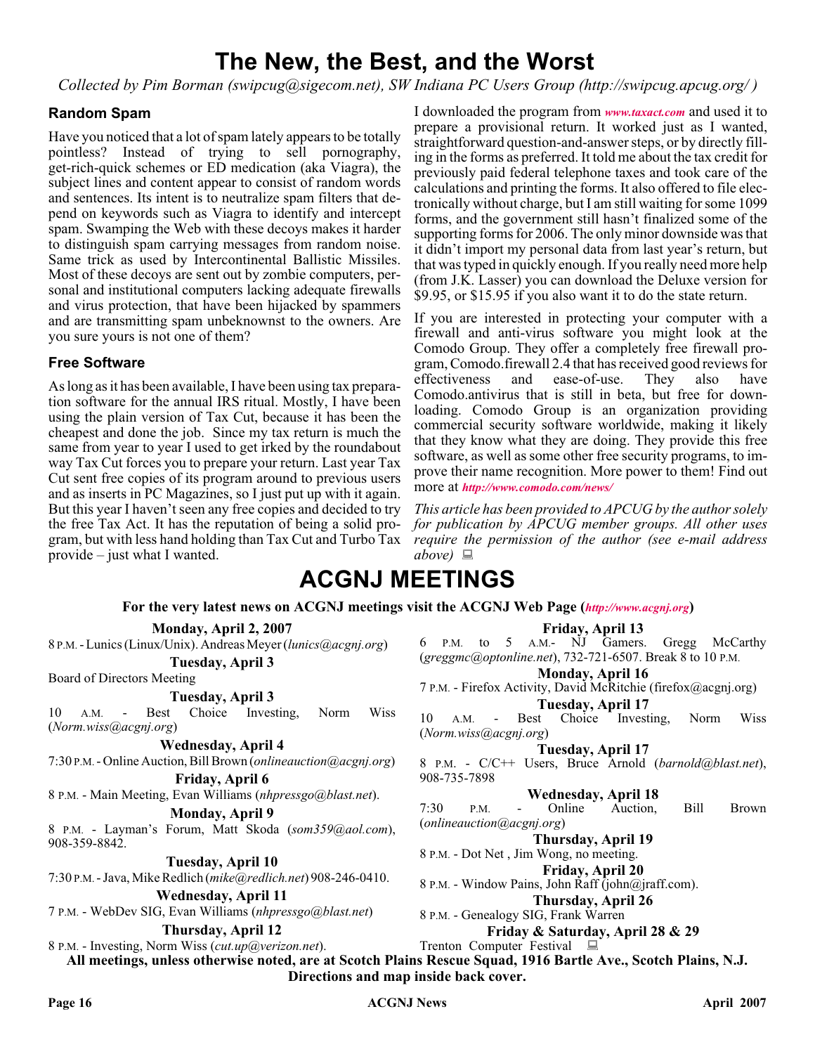# The New, the Best, and the Worst

*Collected by Pim Borman (swipcug@sigecom.net), SW Indiana PC Users Group (http://swipcug.apcug.org/ )*

### Random Spam

Have you noticed that a lot of spam lately appears to be totally pointless? Instead of trying to sell pornography, get-rich-quick schemes or ED medication (aka Viagra), the subject lines and content appear to consist of random words and sentences. Its intent is to neutralize spam filters that depend on keywords such as Viagra to identify and intercept spam. Swamping the Web with these decoys makes it harder to distinguish spam carrying messages from random noise. Same trick as used by Intercontinental Ballistic Missiles. Most of these decoys are sent out by zombie computers, personal and institutional computers lacking adequate firewalls and virus protection, that have been hijacked by spammers and are transmitting spam unbeknownst to the owners. Are you sure yours is not one of them?

### Free Software

As long as it has been available, I have been using tax preparation software for the annual IRS ritual. Mostly, I have been using the plain version of Tax Cut, because it has been the cheapest and done the job. Since my tax return is much the same from year to year I used to get irked by the roundabout way Tax Cut forces you to prepare your return. Last year Tax Cut sent free copies of its program around to previous users and as inserts in PC Magazines, so I just put up with it again. But this year I haven't seen any free copies and decided to try the free Tax Act. It has the reputation of being a solid program, but with less hand holding than Tax Cut and Turbo Tax provide – just what I wanted.

I downloaded the program from ***www.taxact.com*** and used it to prepare a provisional return. It worked just as I wanted, straightforward question-and-answer steps, or by directly filling in the forms as preferred. It told me about the tax credit for previously paid federal telephone taxes and took care of the calculations and printing the forms. It also offered to file electronically without charge, but I am still waiting for some 1099 forms, and the government still hasn't finalized some of the supporting forms for 2006. The only minor downside was that it didn't import my personal data from last year's return, but that was typed in quickly enough. If you really need more help (from J.K. Lasser) you can download the Deluxe version for $9.95, or $15.95 if you also want it to do the state return.

If you are interested in protecting your computer with a firewall and anti-virus software you might look at the Comodo Group. They offer a completely free firewall program, Comodo.firewall 2.4 that has received good reviews for effectiveness and ease-of-use. They also have Comodo.antivirus that is still in beta, but free for downloading. Comodo Group is an organization providing commercial security software worldwide, making it likely that they know what they are doing. They provide this free software, as well as some other free security programs, to improve their name recognition. More power to them! Find out more at ***http://www.comodo.com/news/***

*This article has been provided to APCUG by the author solely for publication by APCUG member groups. All other uses require the permission of the author (see e-mail address above)*

# ACGNJ MEETINGS

**For the very latest news on ACGNJ meetings visit the ACGNJ Web Page (*http://www.acgnj.org*)**

**Monday, April 2, 2007**

8 P.M. - Lunics (Linux/Unix). Andreas Meyer (*lunics@acgnj.org*)

**Tuesday, April 3**

Board of Directors Meeting

**Tuesday, April 3**

10 A.M. - Best Choice Investing, Norm Wiss (*Norm.wiss@acgnj.org*)

**Wednesday, April 4**

7:30 P.M. - Online Auction, Bill Brown (*onlineauction@acgnj.org*)

**Friday, April 6**

8 P.M. - Main Meeting, Evan Williams (*nhpressgo@blast.net*).

**Monday, April 9**

8 P.M. - Layman's Forum, Matt Skoda (*som359@aol.com*), 908-359-8842.

**Tuesday, April 10**

7:30 P.M. - Java, Mike Redlich (*mike@redlich.net*) 908-246-0410.

**Wednesday, April 11**

7 P.M. - WebDev SIG, Evan Williams (*nhpressgo@blast.net*)

**Thursday, April 12**

8 P.M. - Investing, Norm Wiss (*cut.up@verizon.net*).

**Friday, April 13**

6 P.M. to 5 A.M.- NJ Gamers. Gregg McCarthy (*greggmc@optonline.net*), 732-721-6507. Break 8 to 10 P.M.

**Monday, April 16**

7 P.M. - Firefox Activity, David McRitchie (firefox@acgnj.org)

**Tuesday, April 17**

10 A.M. - Best Choice Investing, Norm Wiss (*Norm.wiss@acgnj.org*)

**Tuesday, April 17**

8 P.M. - C/C++ Users, Bruce Arnold (*barnold@blast.net*), 908-735-7898

**Wednesday, April 18**

7:30 P.M. - Online Auction, Bill Brown (*onlineauction@acgnj.org*)

**Thursday, April 19**

8 P.M. - Dot Net , Jim Wong, no meeting.

**Friday, April 20**

8 P.M. - Window Pains, John Raff (john@jraff.com).

**Thursday, April 26**

8 P.M. - Genealogy SIG, Frank Warren

**Friday & Saturday, April 28 & 29**

Trenton Computer Festival

**All meetings, unless otherwise noted, are at Scotch Plains Rescue Squad, 1916 Bartle Ave., Scotch Plains, N.J. Directions and map inside back cover.**